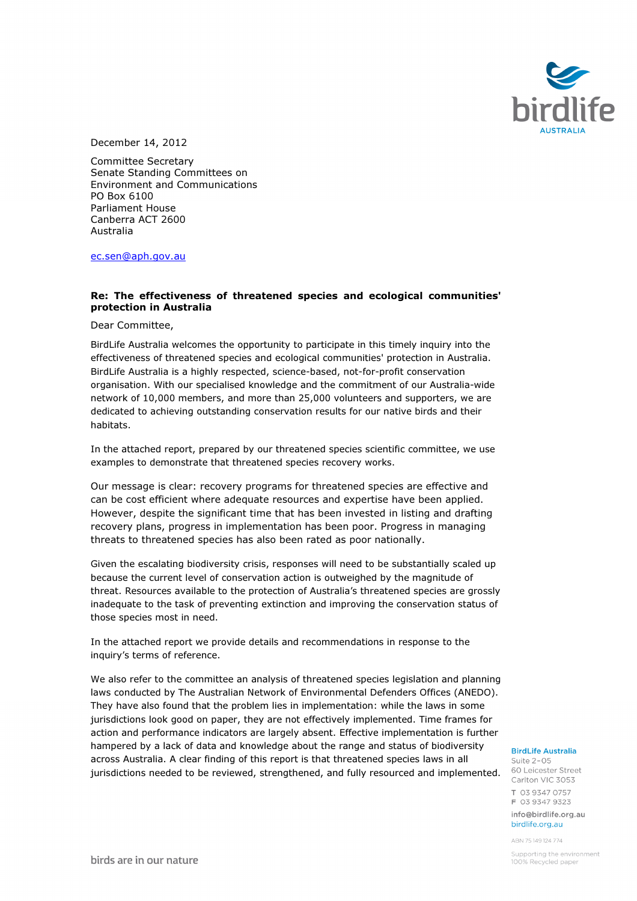December 14, 2012

Committee Secretary
Senate Standing Committees on
Environment and Communications
PO Box 6100
Parliament House
Canberra ACT 2600
Australia

ec.sen@aph.gov.au

**Re: The effectiveness of threatened species and ecological communities' protection in Australia**

Dear Committee,

BirdLife Australia welcomes the opportunity to participate in this timely inquiry into the effectiveness of threatened species and ecological communities' protection in Australia. BirdLife Australia is a highly respected, science-based, not-for-profit conservation organisation. With our specialised knowledge and the commitment of our Australia-wide network of 10,000 members, and more than 25,000 volunteers and supporters, we are dedicated to achieving outstanding conservation results for our native birds and their habitats.

In the attached report, prepared by our threatened species scientific committee, we use examples to demonstrate that threatened species recovery works.

Our message is clear: recovery programs for threatened species are effective and can be cost efficient where adequate resources and expertise have been applied. However, despite the significant time that has been invested in listing and drafting recovery plans, progress in implementation has been poor. Progress in managing threats to threatened species has also been rated as poor nationally.

Given the escalating biodiversity crisis, responses will need to be substantially scaled up because the current level of conservation action is outweighed by the magnitude of threat. Resources available to the protection of Australia's threatened species are grossly inadequate to the task of preventing extinction and improving the conservation status of those species most in need.

In the attached report we provide details and recommendations in response to the inquiry's terms of reference.

We also refer to the committee an analysis of threatened species legislation and planning laws conducted by The Australian Network of Environmental Defenders Offices (ANEDO). They have also found that the problem lies in implementation: while the laws in some jurisdictions look good on paper, they are not effectively implemented. Time frames for action and performance indicators are largely absent. Effective implementation is further hampered by a lack of data and knowledge about the range and status of biodiversity across Australia. A clear finding of this report is that threatened species laws in all jurisdictions needed to be reviewed, strengthened, and fully resourced and implemented.

**BirdLife Australia**
Suite 2-05
60 Leicester Street
Carlton VIC 3053
T 03 9347 0757
F 03 9347 9323
info@birdlife.org.au
birdlife.org.au

ABN 75 149 124 774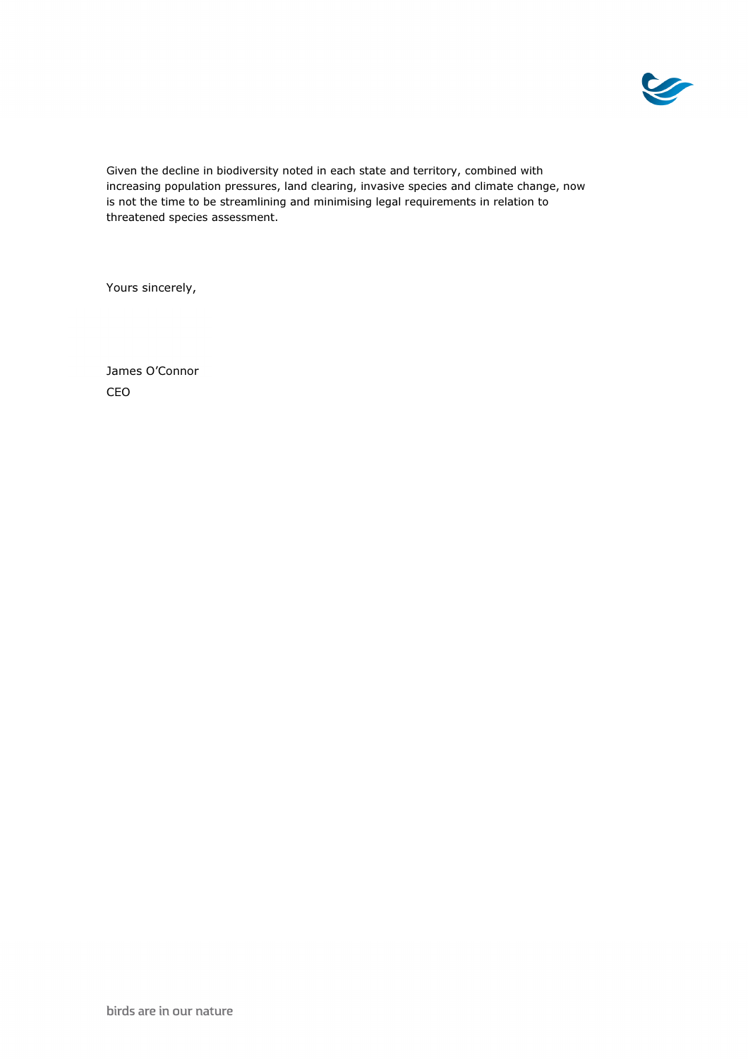Given the decline in biodiversity noted in each state and territory, combined with increasing population pressures, land clearing, invasive species and climate change, now is not the time to be streamlining and minimising legal requirements in relation to threatened species assessment.

Yours sincerely,

James O'Connor

CEO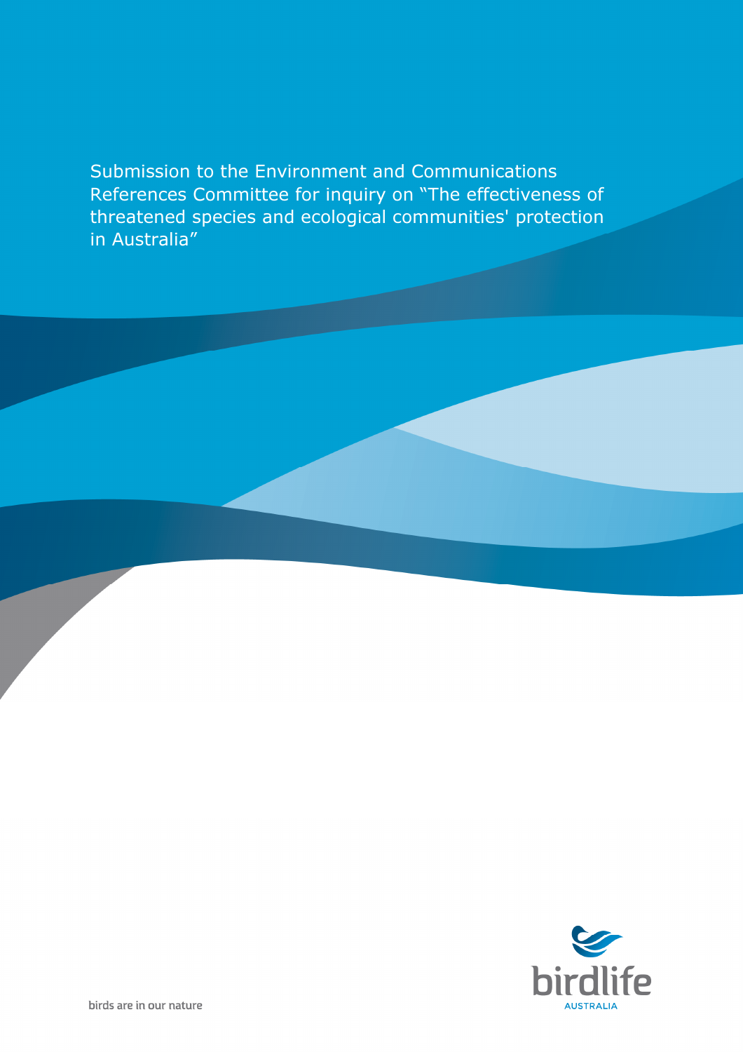# Submission to the Environment and Communications References Committee for inquiry on "The effectiveness of threatened species and ecological communities' protection in Australia"

birds are in our nature

birdlife AUSTRALIA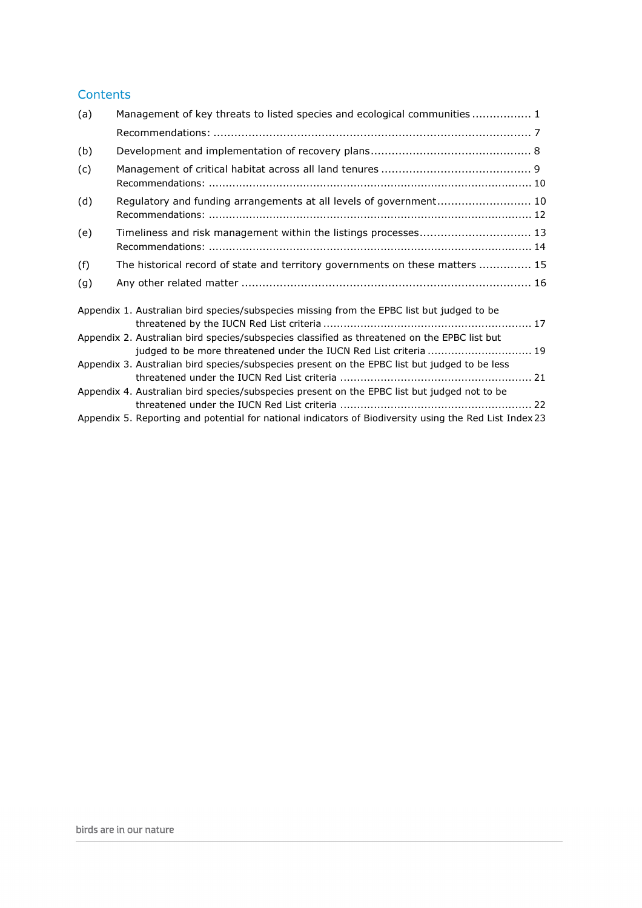## Contents

(a) Management of key threats to listed species and ecological communities ................. 1

Recommendations: ........................................................................................ 7

(b) Development and implementation of recovery plans ............................................ 8

(c) Management of critical habitat across all land tenures .......................................... 9

Recommendations: ........................................................................................ 10

(d) Regulatory and funding arrangements at all levels of government .......................... 10

Recommendations: ........................................................................................ 12

(e) Timeliness and risk management within the listings processes ............................... 13

Recommendations: ........................................................................................ 14

(f) The historical record of state and territory governments on these matters ............... 15

(g) Any other related matter .................................................................................. 16

Appendix 1. Australian bird species/subspecies missing from the EPBC list but judged to be threatened by the IUCN Red List criteria ........................................................... 17

Appendix 2. Australian bird species/subspecies classified as threatened on the EPBC list but judged to be more threatened under the IUCN Red List criteria ............................. 19

Appendix 3. Australian bird species/subspecies present on the EPBC list but judged to be less threatened under the IUCN Red List criteria ....................................................... 21

Appendix 4. Australian bird species/subspecies present on the EPBC list but judged not to be threatened under the IUCN Red List criteria ....................................................... 22

Appendix 5. Reporting and potential for national indicators of Biodiversity using the Red List Index 23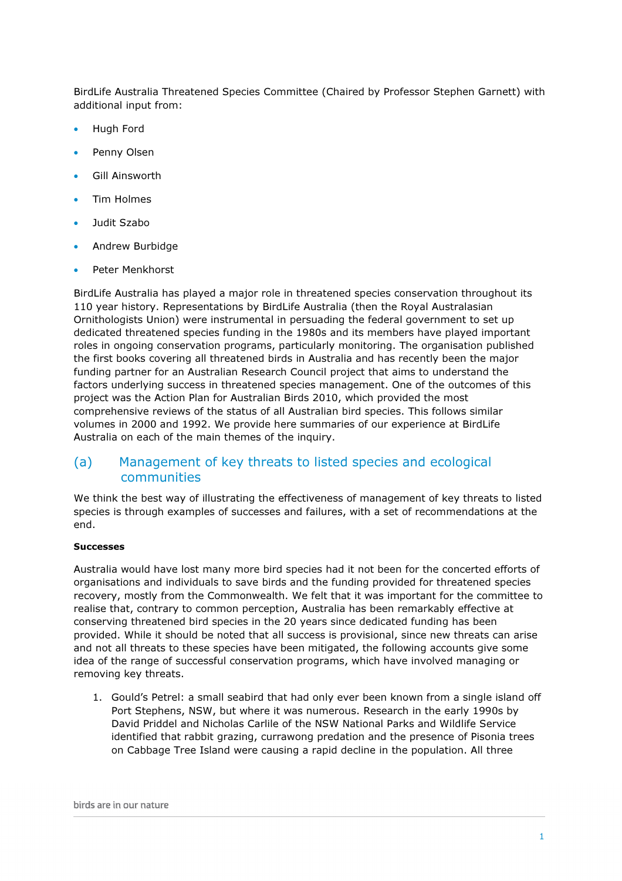BirdLife Australia Threatened Species Committee (Chaired by Professor Stephen Garnett) with additional input from:

- Hugh Ford
- Penny Olsen
- Gill Ainsworth
- Tim Holmes
- Judit Szabo
- Andrew Burbidge
- Peter Menkhorst

BirdLife Australia has played a major role in threatened species conservation throughout its 110 year history. Representations by BirdLife Australia (then the Royal Australasian Ornithologists Union) were instrumental in persuading the federal government to set up dedicated threatened species funding in the 1980s and its members have played important roles in ongoing conservation programs, particularly monitoring. The organisation published the first books covering all threatened birds in Australia and has recently been the major funding partner for an Australian Research Council project that aims to understand the factors underlying success in threatened species management. One of the outcomes of this project was the Action Plan for Australian Birds 2010, which provided the most comprehensive reviews of the status of all Australian bird species. This follows similar volumes in 2000 and 1992. We provide here summaries of our experience at BirdLife Australia on each of the main themes of the inquiry.

## (a) Management of key threats to listed species and ecological communities

We think the best way of illustrating the effectiveness of management of key threats to listed species is through examples of successes and failures, with a set of recommendations at the end.

**Successes**

Australia would have lost many more bird species had it not been for the concerted efforts of organisations and individuals to save birds and the funding provided for threatened species recovery, mostly from the Commonwealth. We felt that it was important for the committee to realise that, contrary to common perception, Australia has been remarkably effective at conserving threatened bird species in the 20 years since dedicated funding has been provided. While it should be noted that all success is provisional, since new threats can arise and not all threats to these species have been mitigated, the following accounts give some idea of the range of successful conservation programs, which have involved managing or removing key threats.

1. Gould's Petrel: a small seabird that had only ever been known from a single island off Port Stephens, NSW, but where it was numerous. Research in the early 1990s by David Priddel and Nicholas Carlile of the NSW National Parks and Wildlife Service identified that rabbit grazing, currawong predation and the presence of Pisonia trees on Cabbage Tree Island were causing a rapid decline in the population. All three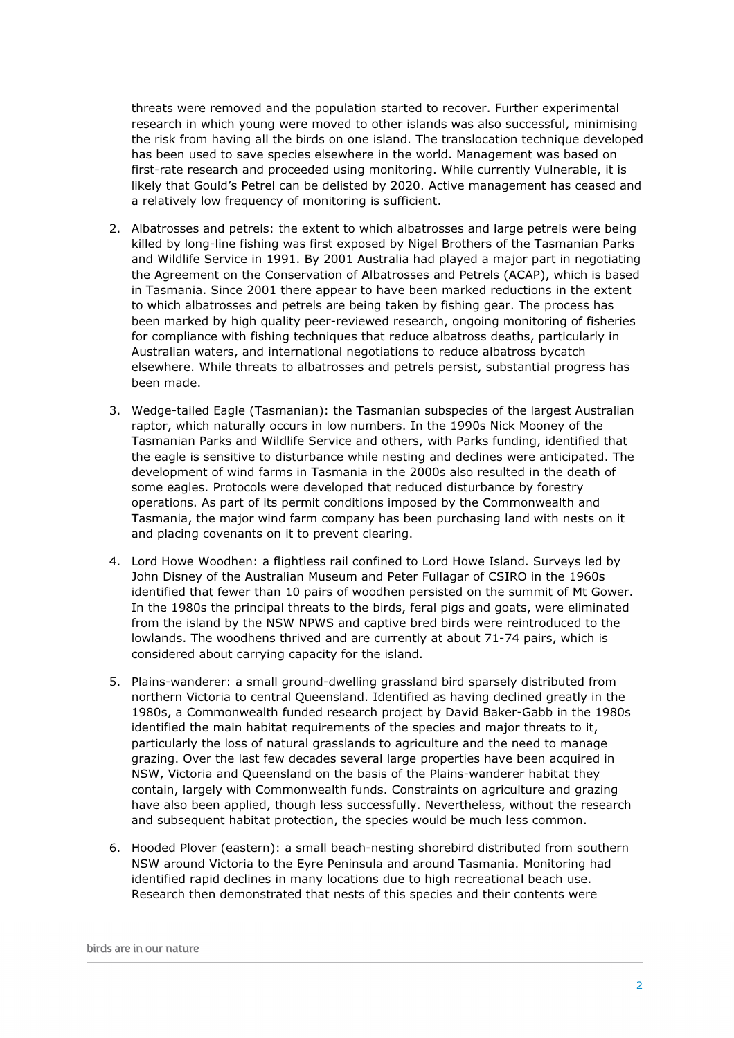threats were removed and the population started to recover. Further experimental research in which young were moved to other islands was also successful, minimising the risk from having all the birds on one island. The translocation technique developed has been used to save species elsewhere in the world. Management was based on first-rate research and proceeded using monitoring. While currently Vulnerable, it is likely that Gould's Petrel can be delisted by 2020. Active management has ceased and a relatively low frequency of monitoring is sufficient.

2. Albatrosses and petrels: the extent to which albatrosses and large petrels were being killed by long-line fishing was first exposed by Nigel Brothers of the Tasmanian Parks and Wildlife Service in 1991. By 2001 Australia had played a major part in negotiating the Agreement on the Conservation of Albatrosses and Petrels (ACAP), which is based in Tasmania. Since 2001 there appear to have been marked reductions in the extent to which albatrosses and petrels are being taken by fishing gear. The process has been marked by high quality peer-reviewed research, ongoing monitoring of fisheries for compliance with fishing techniques that reduce albatross deaths, particularly in Australian waters, and international negotiations to reduce albatross bycatch elsewhere. While threats to albatrosses and petrels persist, substantial progress has been made.

3. Wedge-tailed Eagle (Tasmanian): the Tasmanian subspecies of the largest Australian raptor, which naturally occurs in low numbers. In the 1990s Nick Mooney of the Tasmanian Parks and Wildlife Service and others, with Parks funding, identified that the eagle is sensitive to disturbance while nesting and declines were anticipated. The development of wind farms in Tasmania in the 2000s also resulted in the death of some eagles. Protocols were developed that reduced disturbance by forestry operations. As part of its permit conditions imposed by the Commonwealth and Tasmania, the major wind farm company has been purchasing land with nests on it and placing covenants on it to prevent clearing.

4. Lord Howe Woodhen: a flightless rail confined to Lord Howe Island. Surveys led by John Disney of the Australian Museum and Peter Fullagar of CSIRO in the 1960s identified that fewer than 10 pairs of woodhen persisted on the summit of Mt Gower. In the 1980s the principal threats to the birds, feral pigs and goats, were eliminated from the island by the NSW NPWS and captive bred birds were reintroduced to the lowlands. The woodhens thrived and are currently at about 71-74 pairs, which is considered about carrying capacity for the island.

5. Plains-wanderer: a small ground-dwelling grassland bird sparsely distributed from northern Victoria to central Queensland. Identified as having declined greatly in the 1980s, a Commonwealth funded research project by David Baker-Gabb in the 1980s identified the main habitat requirements of the species and major threats to it, particularly the loss of natural grasslands to agriculture and the need to manage grazing. Over the last few decades several large properties have been acquired in NSW, Victoria and Queensland on the basis of the Plains-wanderer habitat they contain, largely with Commonwealth funds. Constraints on agriculture and grazing have also been applied, though less successfully. Nevertheless, without the research and subsequent habitat protection, the species would be much less common.

6. Hooded Plover (eastern): a small beach-nesting shorebird distributed from southern NSW around Victoria to the Eyre Peninsula and around Tasmania. Monitoring had identified rapid declines in many locations due to high recreational beach use. Research then demonstrated that nests of this species and their contents were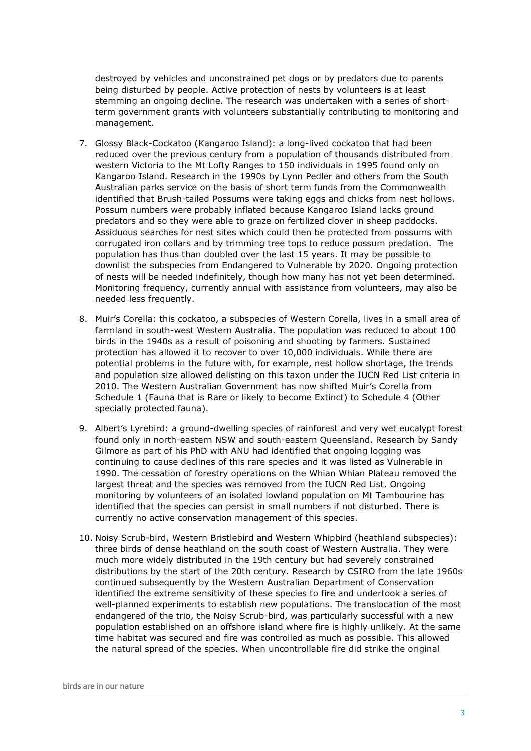destroyed by vehicles and unconstrained pet dogs or by predators due to parents being disturbed by people. Active protection of nests by volunteers is at least stemming an ongoing decline. The research was undertaken with a series of short-term government grants with volunteers substantially contributing to monitoring and management.

7. Glossy Black-Cockatoo (Kangaroo Island): a long-lived cockatoo that had been reduced over the previous century from a population of thousands distributed from western Victoria to the Mt Lofty Ranges to 150 individuals in 1995 found only on Kangaroo Island. Research in the 1990s by Lynn Pedler and others from the South Australian parks service on the basis of short term funds from the Commonwealth identified that Brush-tailed Possums were taking eggs and chicks from nest hollows. Possum numbers were probably inflated because Kangaroo Island lacks ground predators and so they were able to graze on fertilized clover in sheep paddocks. Assiduous searches for nest sites which could then be protected from possums with corrugated iron collars and by trimming tree tops to reduce possum predation. The population has thus than doubled over the last 15 years. It may be possible to downlist the subspecies from Endangered to Vulnerable by 2020. Ongoing protection of nests will be needed indefinitely, though how many has not yet been determined. Monitoring frequency, currently annual with assistance from volunteers, may also be needed less frequently.

8. Muir's Corella: this cockatoo, a subspecies of Western Corella, lives in a small area of farmland in south-west Western Australia. The population was reduced to about 100 birds in the 1940s as a result of poisoning and shooting by farmers. Sustained protection has allowed it to recover to over 10,000 individuals. While there are potential problems in the future with, for example, nest hollow shortage, the trends and population size allowed delisting on this taxon under the IUCN Red List criteria in 2010. The Western Australian Government has now shifted Muir's Corella from Schedule 1 (Fauna that is Rare or likely to become Extinct) to Schedule 4 (Other specially protected fauna).

9. Albert's Lyrebird: a ground-dwelling species of rainforest and very wet eucalypt forest found only in north-eastern NSW and south-eastern Queensland. Research by Sandy Gilmore as part of his PhD with ANU had identified that ongoing logging was continuing to cause declines of this rare species and it was listed as Vulnerable in 1990. The cessation of forestry operations on the Whian Whian Plateau removed the largest threat and the species was removed from the IUCN Red List. Ongoing monitoring by volunteers of an isolated lowland population on Mt Tambourine has identified that the species can persist in small numbers if not disturbed. There is currently no active conservation management of this species.

10. Noisy Scrub-bird, Western Bristlebird and Western Whipbird (heathland subspecies): three birds of dense heathland on the south coast of Western Australia. They were much more widely distributed in the 19th century but had severely constrained distributions by the start of the 20th century. Research by CSIRO from the late 1960s continued subsequently by the Western Australian Department of Conservation identified the extreme sensitivity of these species to fire and undertook a series of well-planned experiments to establish new populations. The translocation of the most endangered of the trio, the Noisy Scrub-bird, was particularly successful with a new population established on an offshore island where fire is highly unlikely. At the same time habitat was secured and fire was controlled as much as possible. This allowed the natural spread of the species. When uncontrollable fire did strike the original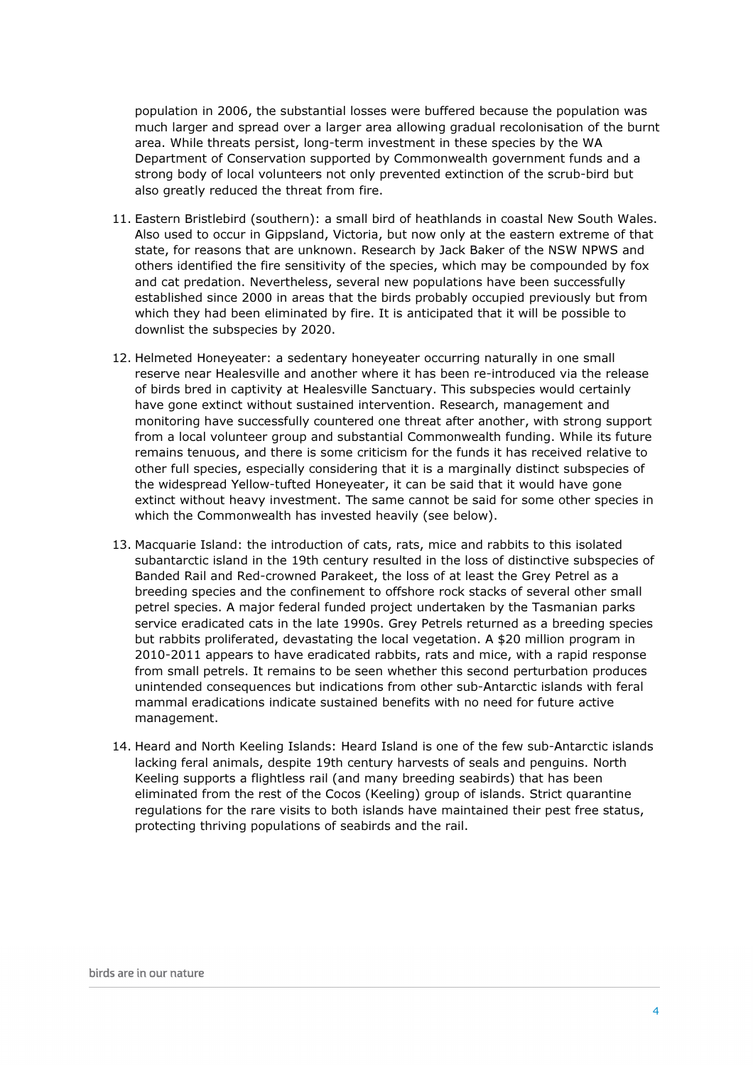population in 2006, the substantial losses were buffered because the population was much larger and spread over a larger area allowing gradual recolonisation of the burnt area. While threats persist, long-term investment in these species by the WA Department of Conservation supported by Commonwealth government funds and a strong body of local volunteers not only prevented extinction of the scrub-bird but also greatly reduced the threat from fire.

11. Eastern Bristlebird (southern): a small bird of heathlands in coastal New South Wales. Also used to occur in Gippsland, Victoria, but now only at the eastern extreme of that state, for reasons that are unknown. Research by Jack Baker of the NSW NPWS and others identified the fire sensitivity of the species, which may be compounded by fox and cat predation. Nevertheless, several new populations have been successfully established since 2000 in areas that the birds probably occupied previously but from which they had been eliminated by fire. It is anticipated that it will be possible to downlist the subspecies by 2020.

12. Helmeted Honeyeater: a sedentary honeyeater occurring naturally in one small reserve near Healesville and another where it has been re-introduced via the release of birds bred in captivity at Healesville Sanctuary. This subspecies would certainly have gone extinct without sustained intervention. Research, management and monitoring have successfully countered one threat after another, with strong support from a local volunteer group and substantial Commonwealth funding. While its future remains tenuous, and there is some criticism for the funds it has received relative to other full species, especially considering that it is a marginally distinct subspecies of the widespread Yellow-tufted Honeyeater, it can be said that it would have gone extinct without heavy investment. The same cannot be said for some other species in which the Commonwealth has invested heavily (see below).

13. Macquarie Island: the introduction of cats, rats, mice and rabbits to this isolated subantarctic island in the 19th century resulted in the loss of distinctive subspecies of Banded Rail and Red-crowned Parakeet, the loss of at least the Grey Petrel as a breeding species and the confinement to offshore rock stacks of several other small petrel species. A major federal funded project undertaken by the Tasmanian parks service eradicated cats in the late 1990s. Grey Petrels returned as a breeding species but rabbits proliferated, devastating the local vegetation. A $20 million program in 2010-2011 appears to have eradicated rabbits, rats and mice, with a rapid response from small petrels. It remains to be seen whether this second perturbation produces unintended consequences but indications from other sub-Antarctic islands with feral mammal eradications indicate sustained benefits with no need for future active management.

14. Heard and North Keeling Islands: Heard Island is one of the few sub-Antarctic islands lacking feral animals, despite 19th century harvests of seals and penguins. North Keeling supports a flightless rail (and many breeding seabirds) that has been eliminated from the rest of the Cocos (Keeling) group of islands. Strict quarantine regulations for the rare visits to both islands have maintained their pest free status, protecting thriving populations of seabirds and the rail.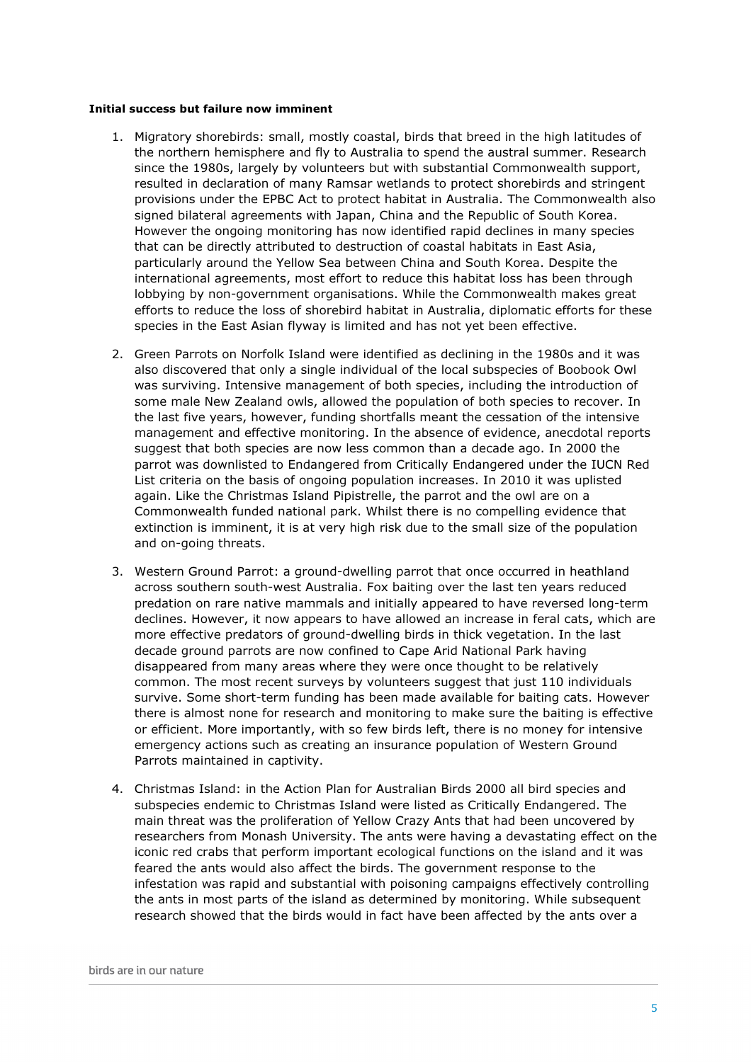**Initial success but failure now imminent**

1. Migratory shorebirds: small, mostly coastal, birds that breed in the high latitudes of the northern hemisphere and fly to Australia to spend the austral summer. Research since the 1980s, largely by volunteers but with substantial Commonwealth support, resulted in declaration of many Ramsar wetlands to protect shorebirds and stringent provisions under the EPBC Act to protect habitat in Australia. The Commonwealth also signed bilateral agreements with Japan, China and the Republic of South Korea. However the ongoing monitoring has now identified rapid declines in many species that can be directly attributed to destruction of coastal habitats in East Asia, particularly around the Yellow Sea between China and South Korea. Despite the international agreements, most effort to reduce this habitat loss has been through lobbying by non-government organisations. While the Commonwealth makes great efforts to reduce the loss of shorebird habitat in Australia, diplomatic efforts for these species in the East Asian flyway is limited and has not yet been effective.

2. Green Parrots on Norfolk Island were identified as declining in the 1980s and it was also discovered that only a single individual of the local subspecies of Boobook Owl was surviving. Intensive management of both species, including the introduction of some male New Zealand owls, allowed the population of both species to recover. In the last five years, however, funding shortfalls meant the cessation of the intensive management and effective monitoring. In the absence of evidence, anecdotal reports suggest that both species are now less common than a decade ago. In 2000 the parrot was downlisted to Endangered from Critically Endangered under the IUCN Red List criteria on the basis of ongoing population increases. In 2010 it was uplisted again. Like the Christmas Island Pipistrelle, the parrot and the owl are on a Commonwealth funded national park. Whilst there is no compelling evidence that extinction is imminent, it is at very high risk due to the small size of the population and on-going threats.

3. Western Ground Parrot: a ground-dwelling parrot that once occurred in heathland across southern south-west Australia. Fox baiting over the last ten years reduced predation on rare native mammals and initially appeared to have reversed long-term declines. However, it now appears to have allowed an increase in feral cats, which are more effective predators of ground-dwelling birds in thick vegetation. In the last decade ground parrots are now confined to Cape Arid National Park having disappeared from many areas where they were once thought to be relatively common. The most recent surveys by volunteers suggest that just 110 individuals survive. Some short-term funding has been made available for baiting cats. However there is almost none for research and monitoring to make sure the baiting is effective or efficient. More importantly, with so few birds left, there is no money for intensive emergency actions such as creating an insurance population of Western Ground Parrots maintained in captivity.

4. Christmas Island: in the Action Plan for Australian Birds 2000 all bird species and subspecies endemic to Christmas Island were listed as Critically Endangered. The main threat was the proliferation of Yellow Crazy Ants that had been uncovered by researchers from Monash University. The ants were having a devastating effect on the iconic red crabs that perform important ecological functions on the island and it was feared the ants would also affect the birds. The government response to the infestation was rapid and substantial with poisoning campaigns effectively controlling the ants in most parts of the island as determined by monitoring. While subsequent research showed that the birds would in fact have been affected by the ants over a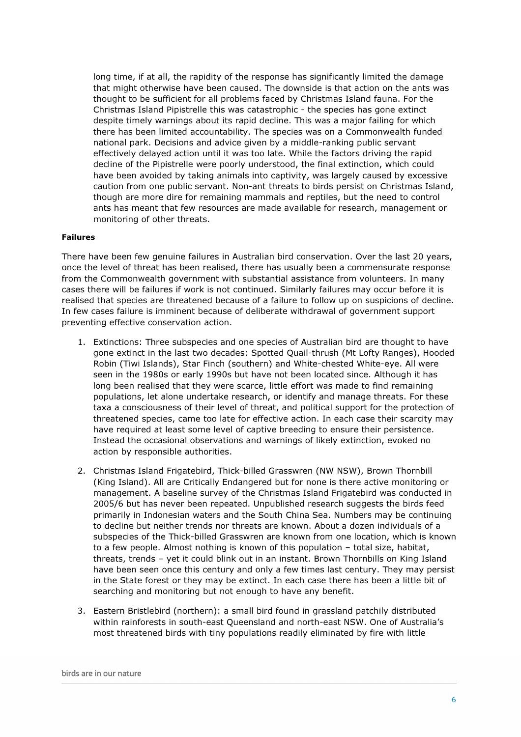long time, if at all, the rapidity of the response has significantly limited the damage that might otherwise have been caused. The downside is that action on the ants was thought to be sufficient for all problems faced by Christmas Island fauna. For the Christmas Island Pipistrelle this was catastrophic - the species has gone extinct despite timely warnings about its rapid decline. This was a major failing for which there has been limited accountability. The species was on a Commonwealth funded national park. Decisions and advice given by a middle-ranking public servant effectively delayed action until it was too late. While the factors driving the rapid decline of the Pipistrelle were poorly understood, the final extinction, which could have been avoided by taking animals into captivity, was largely caused by excessive caution from one public servant. Non-ant threats to birds persist on Christmas Island, though are more dire for remaining mammals and reptiles, but the need to control ants has meant that few resources are made available for research, management or monitoring of other threats.

**Failures**

There have been few genuine failures in Australian bird conservation. Over the last 20 years, once the level of threat has been realised, there has usually been a commensurate response from the Commonwealth government with substantial assistance from volunteers. In many cases there will be failures if work is not continued. Similarly failures may occur before it is realised that species are threatened because of a failure to follow up on suspicions of decline. In few cases failure is imminent because of deliberate withdrawal of government support preventing effective conservation action.

1. Extinctions: Three subspecies and one species of Australian bird are thought to have gone extinct in the last two decades: Spotted Quail-thrush (Mt Lofty Ranges), Hooded Robin (Tiwi Islands), Star Finch (southern) and White-chested White-eye. All were seen in the 1980s or early 1990s but have not been located since. Although it has long been realised that they were scarce, little effort was made to find remaining populations, let alone undertake research, or identify and manage threats. For these taxa a consciousness of their level of threat, and political support for the protection of threatened species, came too late for effective action. In each case their scarcity may have required at least some level of captive breeding to ensure their persistence. Instead the occasional observations and warnings of likely extinction, evoked no action by responsible authorities.

2. Christmas Island Frigatebird, Thick-billed Grasswren (NW NSW), Brown Thornbill (King Island). All are Critically Endangered but for none is there active monitoring or management. A baseline survey of the Christmas Island Frigatebird was conducted in 2005/6 but has never been repeated. Unpublished research suggests the birds feed primarily in Indonesian waters and the South China Sea. Numbers may be continuing to decline but neither trends nor threats are known. About a dozen individuals of a subspecies of the Thick-billed Grasswren are known from one location, which is known to a few people. Almost nothing is known of this population – total size, habitat, threats, trends – yet it could blink out in an instant. Brown Thornbills on King Island have been seen once this century and only a few times last century. They may persist in the State forest or they may be extinct. In each case there has been a little bit of searching and monitoring but not enough to have any benefit.

3. Eastern Bristlebird (northern): a small bird found in grassland patchily distributed within rainforests in south-east Queensland and north-east NSW. One of Australia's most threatened birds with tiny populations readily eliminated by fire with little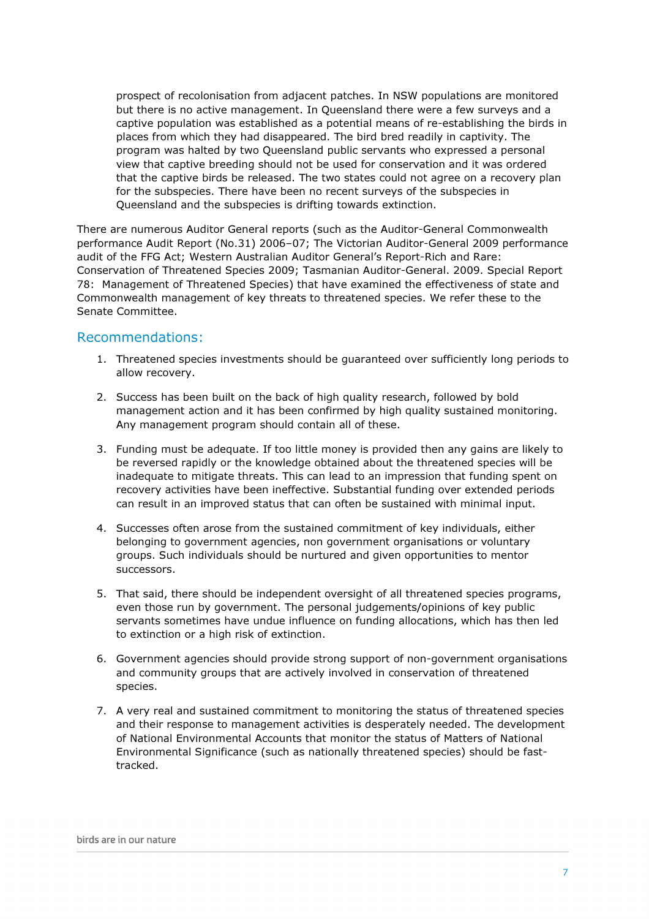prospect of recolonisation from adjacent patches. In NSW populations are monitored but there is no active management. In Queensland there were a few surveys and a captive population was established as a potential means of re-establishing the birds in places from which they had disappeared. The bird bred readily in captivity. The program was halted by two Queensland public servants who expressed a personal view that captive breeding should not be used for conservation and it was ordered that the captive birds be released. The two states could not agree on a recovery plan for the subspecies. There have been no recent surveys of the subspecies in Queensland and the subspecies is drifting towards extinction.

There are numerous Auditor General reports (such as the Auditor-General Commonwealth performance Audit Report (No.31) 2006–07; The Victorian Auditor-General 2009 performance audit of the FFG Act; Western Australian Auditor General's Report-Rich and Rare: Conservation of Threatened Species 2009; Tasmanian Auditor-General. 2009. Special Report 78: Management of Threatened Species) that have examined the effectiveness of state and Commonwealth management of key threats to threatened species. We refer these to the Senate Committee.

## Recommendations:

1. Threatened species investments should be guaranteed over sufficiently long periods to allow recovery.
2. Success has been built on the back of high quality research, followed by bold management action and it has been confirmed by high quality sustained monitoring. Any management program should contain all of these.
3. Funding must be adequate. If too little money is provided then any gains are likely to be reversed rapidly or the knowledge obtained about the threatened species will be inadequate to mitigate threats. This can lead to an impression that funding spent on recovery activities have been ineffective. Substantial funding over extended periods can result in an improved status that can often be sustained with minimal input.
4. Successes often arose from the sustained commitment of key individuals, either belonging to government agencies, non government organisations or voluntary groups. Such individuals should be nurtured and given opportunities to mentor successors.
5. That said, there should be independent oversight of all threatened species programs, even those run by government. The personal judgements/opinions of key public servants sometimes have undue influence on funding allocations, which has then led to extinction or a high risk of extinction.
6. Government agencies should provide strong support of non-government organisations and community groups that are actively involved in conservation of threatened species.
7. A very real and sustained commitment to monitoring the status of threatened species and their response to management activities is desperately needed. The development of National Environmental Accounts that monitor the status of Matters of National Environmental Significance (such as nationally threatened species) should be fast-tracked.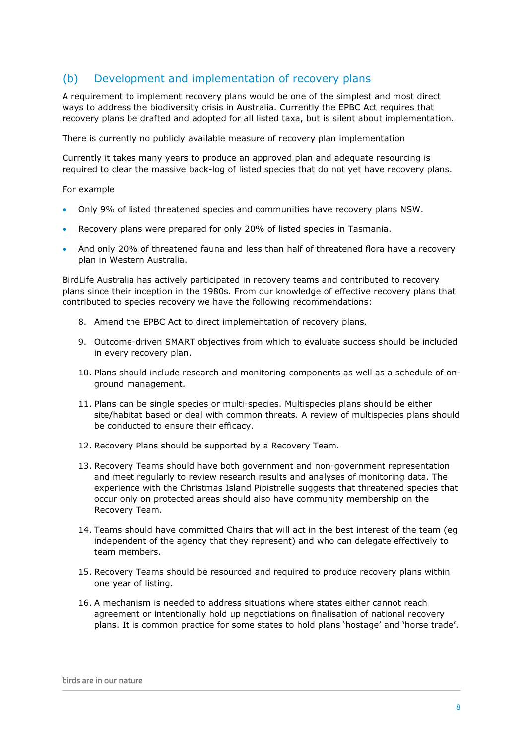## (b) Development and implementation of recovery plans

A requirement to implement recovery plans would be one of the simplest and most direct ways to address the biodiversity crisis in Australia. Currently the EPBC Act requires that recovery plans be drafted and adopted for all listed taxa, but is silent about implementation.

There is currently no publicly available measure of recovery plan implementation

Currently it takes many years to produce an approved plan and adequate resourcing is required to clear the massive back-log of listed species that do not yet have recovery plans.

For example

- Only 9% of listed threatened species and communities have recovery plans NSW.
- Recovery plans were prepared for only 20% of listed species in Tasmania.
- And only 20% of threatened fauna and less than half of threatened flora have a recovery plan in Western Australia.

BirdLife Australia has actively participated in recovery teams and contributed to recovery plans since their inception in the 1980s. From our knowledge of effective recovery plans that contributed to species recovery we have the following recommendations:

8. Amend the EPBC Act to direct implementation of recovery plans.
9. Outcome-driven SMART objectives from which to evaluate success should be included in every recovery plan.
10. Plans should include research and monitoring components as well as a schedule of on-ground management.
11. Plans can be single species or multi-species. Multispecies plans should be either site/habitat based or deal with common threats. A review of multispecies plans should be conducted to ensure their efficacy.
12. Recovery Plans should be supported by a Recovery Team.
13. Recovery Teams should have both government and non-government representation and meet regularly to review research results and analyses of monitoring data. The experience with the Christmas Island Pipistrelle suggests that threatened species that occur only on protected areas should also have community membership on the Recovery Team.
14. Teams should have committed Chairs that will act in the best interest of the team (eg independent of the agency that they represent) and who can delegate effectively to team members.
15. Recovery Teams should be resourced and required to produce recovery plans within one year of listing.
16. A mechanism is needed to address situations where states either cannot reach agreement or intentionally hold up negotiations on finalisation of national recovery plans. It is common practice for some states to hold plans 'hostage' and 'horse trade'.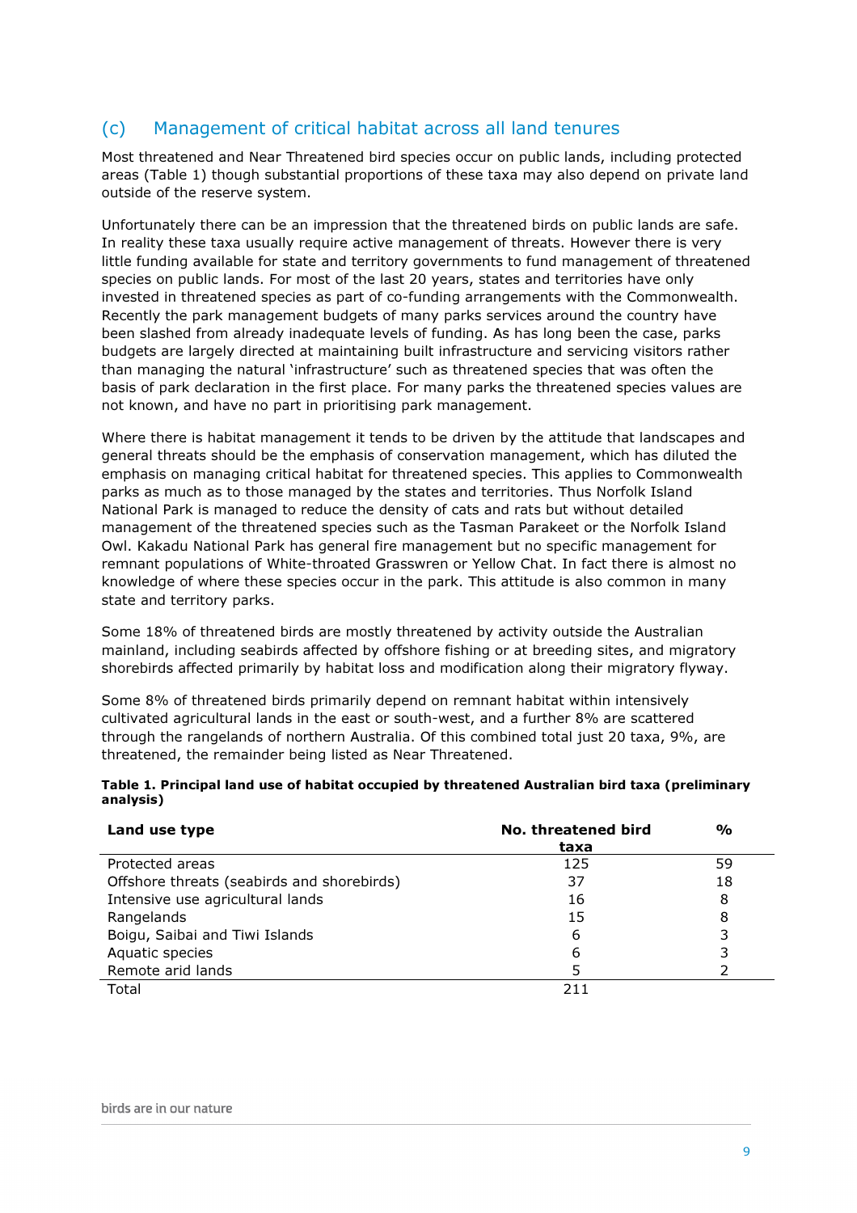## (c) Management of critical habitat across all land tenures

Most threatened and Near Threatened bird species occur on public lands, including protected areas (Table 1) though substantial proportions of these taxa may also depend on private land outside of the reserve system.

Unfortunately there can be an impression that the threatened birds on public lands are safe. In reality these taxa usually require active management of threats. However there is very little funding available for state and territory governments to fund management of threatened species on public lands. For most of the last 20 years, states and territories have only invested in threatened species as part of co-funding arrangements with the Commonwealth. Recently the park management budgets of many parks services around the country have been slashed from already inadequate levels of funding. As has long been the case, parks budgets are largely directed at maintaining built infrastructure and servicing visitors rather than managing the natural 'infrastructure' such as threatened species that was often the basis of park declaration in the first place. For many parks the threatened species values are not known, and have no part in prioritising park management.

Where there is habitat management it tends to be driven by the attitude that landscapes and general threats should be the emphasis of conservation management, which has diluted the emphasis on managing critical habitat for threatened species. This applies to Commonwealth parks as much as to those managed by the states and territories. Thus Norfolk Island National Park is managed to reduce the density of cats and rats but without detailed management of the threatened species such as the Tasman Parakeet or the Norfolk Island Owl. Kakadu National Park has general fire management but no specific management for remnant populations of White-throated Grasswren or Yellow Chat. In fact there is almost no knowledge of where these species occur in the park. This attitude is also common in many state and territory parks.

Some 18% of threatened birds are mostly threatened by activity outside the Australian mainland, including seabirds affected by offshore fishing or at breeding sites, and migratory shorebirds affected primarily by habitat loss and modification along their migratory flyway.

Some 8% of threatened birds primarily depend on remnant habitat within intensively cultivated agricultural lands in the east or south-west, and a further 8% are scattered through the rangelands of northern Australia. Of this combined total just 20 taxa, 9%, are threatened, the remainder being listed as Near Threatened.

**Table 1. Principal land use of habitat occupied by threatened Australian bird taxa (preliminary analysis)**

| Land use type | No. threatened bird taxa | % |
|---|---|---|
| Protected areas | 125 | 59 |
| Offshore threats (seabirds and shorebirds) | 37 | 18 |
| Intensive use agricultural lands | 16 | 8 |
| Rangelands | 15 | 8 |
| Boigu, Saibai and Tiwi Islands | 6 | 3 |
| Aquatic species | 6 | 3 |
| Remote arid lands | 5 | 2 |
| Total | 211 | |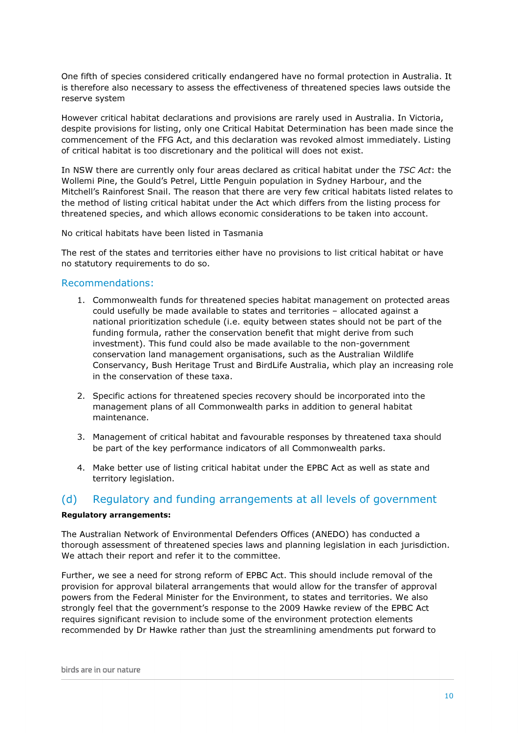One fifth of species considered critically endangered have no formal protection in Australia. It is therefore also necessary to assess the effectiveness of threatened species laws outside the reserve system

However critical habitat declarations and provisions are rarely used in Australia. In Victoria, despite provisions for listing, only one Critical Habitat Determination has been made since the commencement of the FFG Act, and this declaration was revoked almost immediately. Listing of critical habitat is too discretionary and the political will does not exist.

In NSW there are currently only four areas declared as critical habitat under the *TSC Act*: the Wollemi Pine, the Gould's Petrel, Little Penguin population in Sydney Harbour, and the Mitchell's Rainforest Snail. The reason that there are very few critical habitats listed relates to the method of listing critical habitat under the Act which differs from the listing process for threatened species, and which allows economic considerations to be taken into account.

No critical habitats have been listed in Tasmania

The rest of the states and territories either have no provisions to list critical habitat or have no statutory requirements to do so.

### Recommendations:

1. Commonwealth funds for threatened species habitat management on protected areas could usefully be made available to states and territories – allocated against a national prioritization schedule (i.e. equity between states should not be part of the funding formula, rather the conservation benefit that might derive from such investment). This fund could also be made available to the non-government conservation land management organisations, such as the Australian Wildlife Conservancy, Bush Heritage Trust and BirdLife Australia, which play an increasing role in the conservation of these taxa.

2. Specific actions for threatened species recovery should be incorporated into the management plans of all Commonwealth parks in addition to general habitat maintenance.

3. Management of critical habitat and favourable responses by threatened taxa should be part of the key performance indicators of all Commonwealth parks.

4. Make better use of listing critical habitat under the EPBC Act as well as state and territory legislation.

## (d) Regulatory and funding arrangements at all levels of government

**Regulatory arrangements:**

The Australian Network of Environmental Defenders Offices (ANEDO) has conducted a thorough assessment of threatened species laws and planning legislation in each jurisdiction. We attach their report and refer it to the committee.

Further, we see a need for strong reform of EPBC Act. This should include removal of the provision for approval bilateral arrangements that would allow for the transfer of approval powers from the Federal Minister for the Environment, to states and territories. We also strongly feel that the government's response to the 2009 Hawke review of the EPBC Act requires significant revision to include some of the environment protection elements recommended by Dr Hawke rather than just the streamlining amendments put forward to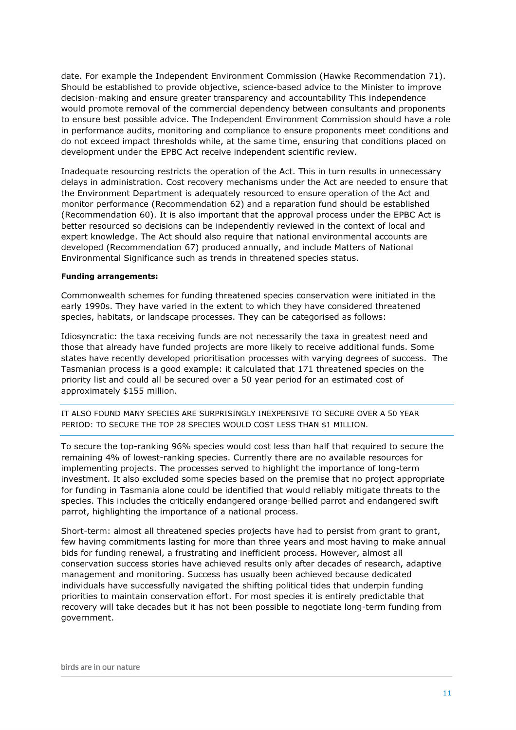date. For example the Independent Environment Commission (Hawke Recommendation 71). Should be established to provide objective, science-based advice to the Minister to improve decision-making and ensure greater transparency and accountability This independence would promote removal of the commercial dependency between consultants and proponents to ensure best possible advice. The Independent Environment Commission should have a role in performance audits, monitoring and compliance to ensure proponents meet conditions and do not exceed impact thresholds while, at the same time, ensuring that conditions placed on development under the EPBC Act receive independent scientific review.

Inadequate resourcing restricts the operation of the Act. This in turn results in unnecessary delays in administration. Cost recovery mechanisms under the Act are needed to ensure that the Environment Department is adequately resourced to ensure operation of the Act and monitor performance (Recommendation 62) and a reparation fund should be established (Recommendation 60). It is also important that the approval process under the EPBC Act is better resourced so decisions can be independently reviewed in the context of local and expert knowledge. The Act should also require that national environmental accounts are developed (Recommendation 67) produced annually, and include Matters of National Environmental Significance such as trends in threatened species status.

**Funding arrangements:**

Commonwealth schemes for funding threatened species conservation were initiated in the early 1990s. They have varied in the extent to which they have considered threatened species, habitats, or landscape processes. They can be categorised as follows:

Idiosyncratic: the taxa receiving funds are not necessarily the taxa in greatest need and those that already have funded projects are more likely to receive additional funds. Some states have recently developed prioritisation processes with varying degrees of success. The Tasmanian process is a good example: it calculated that 171 threatened species on the priority list and could all be secured over a 50 year period for an estimated cost of approximately $155 million.

IT ALSO FOUND MANY SPECIES ARE SURPRISINGLY INEXPENSIVE TO SECURE OVER A 50 YEAR PERIOD: TO SECURE THE TOP 28 SPECIES WOULD COST LESS THAN $1 MILLION.

To secure the top-ranking 96% species would cost less than half that required to secure the remaining 4% of lowest-ranking species. Currently there are no available resources for implementing projects. The processes served to highlight the importance of long-term investment. It also excluded some species based on the premise that no project appropriate for funding in Tasmania alone could be identified that would reliably mitigate threats to the species. This includes the critically endangered orange-bellied parrot and endangered swift parrot, highlighting the importance of a national process.

Short-term: almost all threatened species projects have had to persist from grant to grant, few having commitments lasting for more than three years and most having to make annual bids for funding renewal, a frustrating and inefficient process. However, almost all conservation success stories have achieved results only after decades of research, adaptive management and monitoring. Success has usually been achieved because dedicated individuals have successfully navigated the shifting political tides that underpin funding priorities to maintain conservation effort. For most species it is entirely predictable that recovery will take decades but it has not been possible to negotiate long-term funding from government.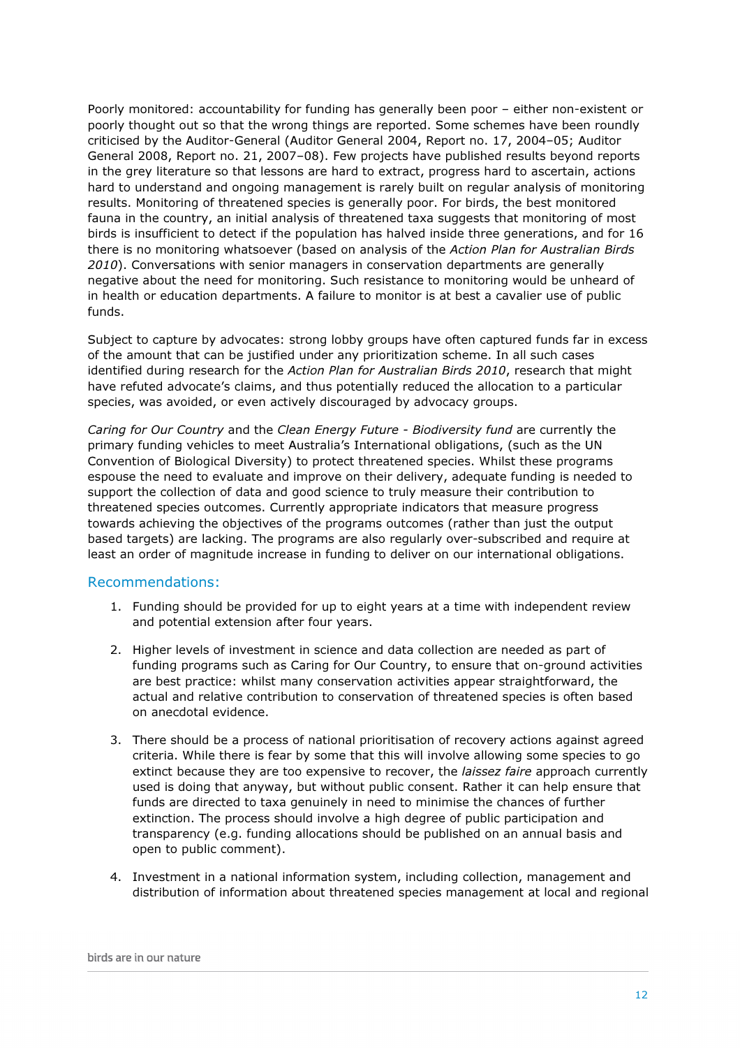Poorly monitored: accountability for funding has generally been poor – either non-existent or poorly thought out so that the wrong things are reported. Some schemes have been roundly criticised by the Auditor-General (Auditor General 2004, Report no. 17, 2004–05; Auditor General 2008, Report no. 21, 2007–08). Few projects have published results beyond reports in the grey literature so that lessons are hard to extract, progress hard to ascertain, actions hard to understand and ongoing management is rarely built on regular analysis of monitoring results. Monitoring of threatened species is generally poor. For birds, the best monitored fauna in the country, an initial analysis of threatened taxa suggests that monitoring of most birds is insufficient to detect if the population has halved inside three generations, and for 16 there is no monitoring whatsoever (based on analysis of the *Action Plan for Australian Birds 2010*). Conversations with senior managers in conservation departments are generally negative about the need for monitoring. Such resistance to monitoring would be unheard of in health or education departments. A failure to monitor is at best a cavalier use of public funds.

Subject to capture by advocates: strong lobby groups have often captured funds far in excess of the amount that can be justified under any prioritization scheme. In all such cases identified during research for the *Action Plan for Australian Birds 2010*, research that might have refuted advocate's claims, and thus potentially reduced the allocation to a particular species, was avoided, or even actively discouraged by advocacy groups.

*Caring for Our Country* and the *Clean Energy Future - Biodiversity fund* are currently the primary funding vehicles to meet Australia's International obligations, (such as the UN Convention of Biological Diversity) to protect threatened species. Whilst these programs espouse the need to evaluate and improve on their delivery, adequate funding is needed to support the collection of data and good science to truly measure their contribution to threatened species outcomes. Currently appropriate indicators that measure progress towards achieving the objectives of the programs outcomes (rather than just the output based targets) are lacking. The programs are also regularly over-subscribed and require at least an order of magnitude increase in funding to deliver on our international obligations.

## Recommendations:

1. Funding should be provided for up to eight years at a time with independent review and potential extension after four years.
2. Higher levels of investment in science and data collection are needed as part of funding programs such as Caring for Our Country, to ensure that on-ground activities are best practice: whilst many conservation activities appear straightforward, the actual and relative contribution to conservation of threatened species is often based on anecdotal evidence.
3. There should be a process of national prioritisation of recovery actions against agreed criteria. While there is fear by some that this will involve allowing some species to go extinct because they are too expensive to recover, the *laissez faire* approach currently used is doing that anyway, but without public consent. Rather it can help ensure that funds are directed to taxa genuinely in need to minimise the chances of further extinction. The process should involve a high degree of public participation and transparency (e.g. funding allocations should be published on an annual basis and open to public comment).
4. Investment in a national information system, including collection, management and distribution of information about threatened species management at local and regional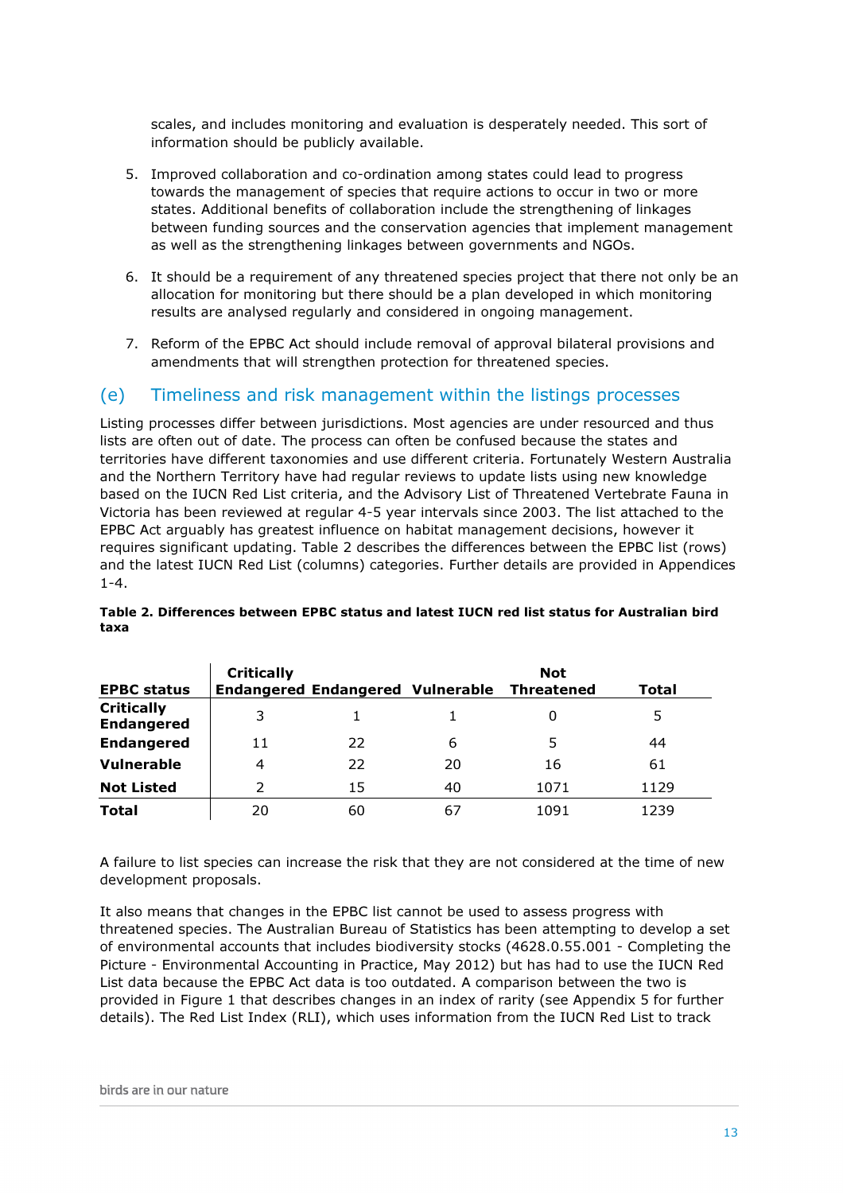scales, and includes monitoring and evaluation is desperately needed. This sort of information should be publicly available.

5. Improved collaboration and co-ordination among states could lead to progress towards the management of species that require actions to occur in two or more states. Additional benefits of collaboration include the strengthening of linkages between funding sources and the conservation agencies that implement management as well as the strengthening linkages between governments and NGOs.

6. It should be a requirement of any threatened species project that there not only be an allocation for monitoring but there should be a plan developed in which monitoring results are analysed regularly and considered in ongoing management.

7. Reform of the EPBC Act should include removal of approval bilateral provisions and amendments that will strengthen protection for threatened species.

## (e) Timeliness and risk management within the listings processes

Listing processes differ between jurisdictions. Most agencies are under resourced and thus lists are often out of date. The process can often be confused because the states and territories have different taxonomies and use different criteria. Fortunately Western Australia and the Northern Territory have had regular reviews to update lists using new knowledge based on the IUCN Red List criteria, and the Advisory List of Threatened Vertebrate Fauna in Victoria has been reviewed at regular 4-5 year intervals since 2003. The list attached to the EPBC Act arguably has greatest influence on habitat management decisions, however it requires significant updating. Table 2 describes the differences between the EPBC list (rows) and the latest IUCN Red List (columns) categories. Further details are provided in Appendices 1-4.

**Table 2. Differences between EPBC status and latest IUCN red list status for Australian bird taxa**

| EPBC status | Critically Endangered | Endangered | Vulnerable | Not Threatened | Total |
|---|---|---|---|---|---|
| **Critically Endangered** | 3 | 1 | 1 | 0 | 5 |
| **Endangered** | 11 | 22 | 6 | 5 | 44 |
| **Vulnerable** | 4 | 22 | 20 | 16 | 61 |
| **Not Listed** | 2 | 15 | 40 | 1071 | 1129 |
| **Total** | 20 | 60 | 67 | 1091 | 1239 |

A failure to list species can increase the risk that they are not considered at the time of new development proposals.

It also means that changes in the EPBC list cannot be used to assess progress with threatened species. The Australian Bureau of Statistics has been attempting to develop a set of environmental accounts that includes biodiversity stocks (4628.0.55.001 - Completing the Picture - Environmental Accounting in Practice, May 2012) but has had to use the IUCN Red List data because the EPBC Act data is too outdated. A comparison between the two is provided in Figure 1 that describes changes in an index of rarity (see Appendix 5 for further details). The Red List Index (RLI), which uses information from the IUCN Red List to track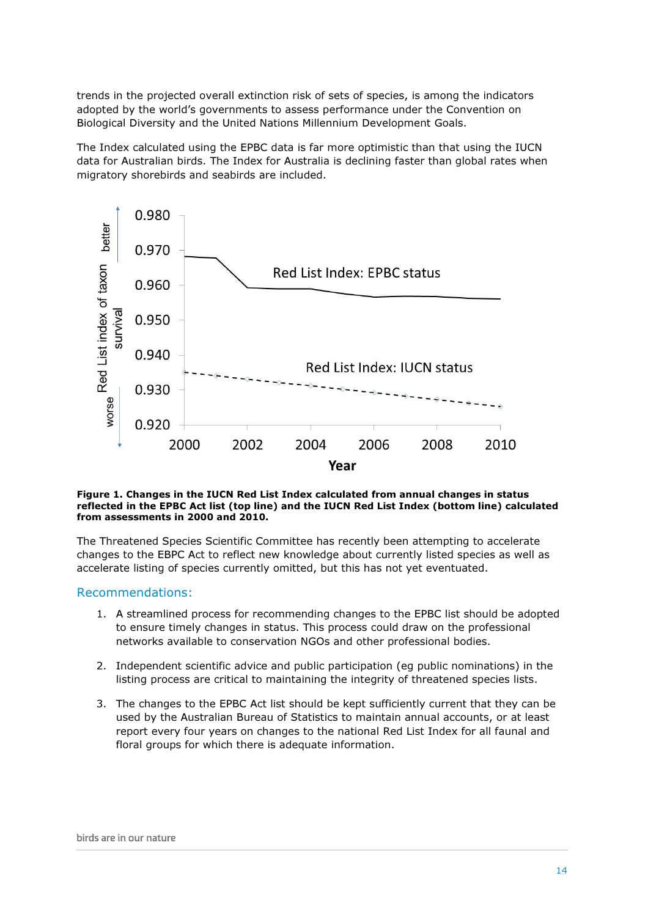trends in the projected overall extinction risk of sets of species, is among the indicators adopted by the world's governments to assess performance under the Convention on Biological Diversity and the United Nations Millennium Development Goals.

The Index calculated using the EPBC data is far more optimistic than that using the IUCN data for Australian birds. The Index for Australia is declining faster than global rates when migratory shorebirds and seabirds are included.

**Figure 1. Changes in the IUCN Red List Index calculated from annual changes in status reflected in the EPBC Act list (top line) and the IUCN Red List Index (bottom line) calculated from assessments in 2000 and 2010.**

The Threatened Species Scientific Committee has recently been attempting to accelerate changes to the EBPC Act to reflect new knowledge about currently listed species as well as accelerate listing of species currently omitted, but this has not yet eventuated.

## Recommendations:

1. A streamlined process for recommending changes to the EPBC list should be adopted to ensure timely changes in status. This process could draw on the professional networks available to conservation NGOs and other professional bodies.
2. Independent scientific advice and public participation (eg public nominations) in the listing process are critical to maintaining the integrity of threatened species lists.
3. The changes to the EPBC Act list should be kept sufficiently current that they can be used by the Australian Bureau of Statistics to maintain annual accounts, or at least report every four years on changes to the national Red List Index for all faunal and floral groups for which there is adequate information.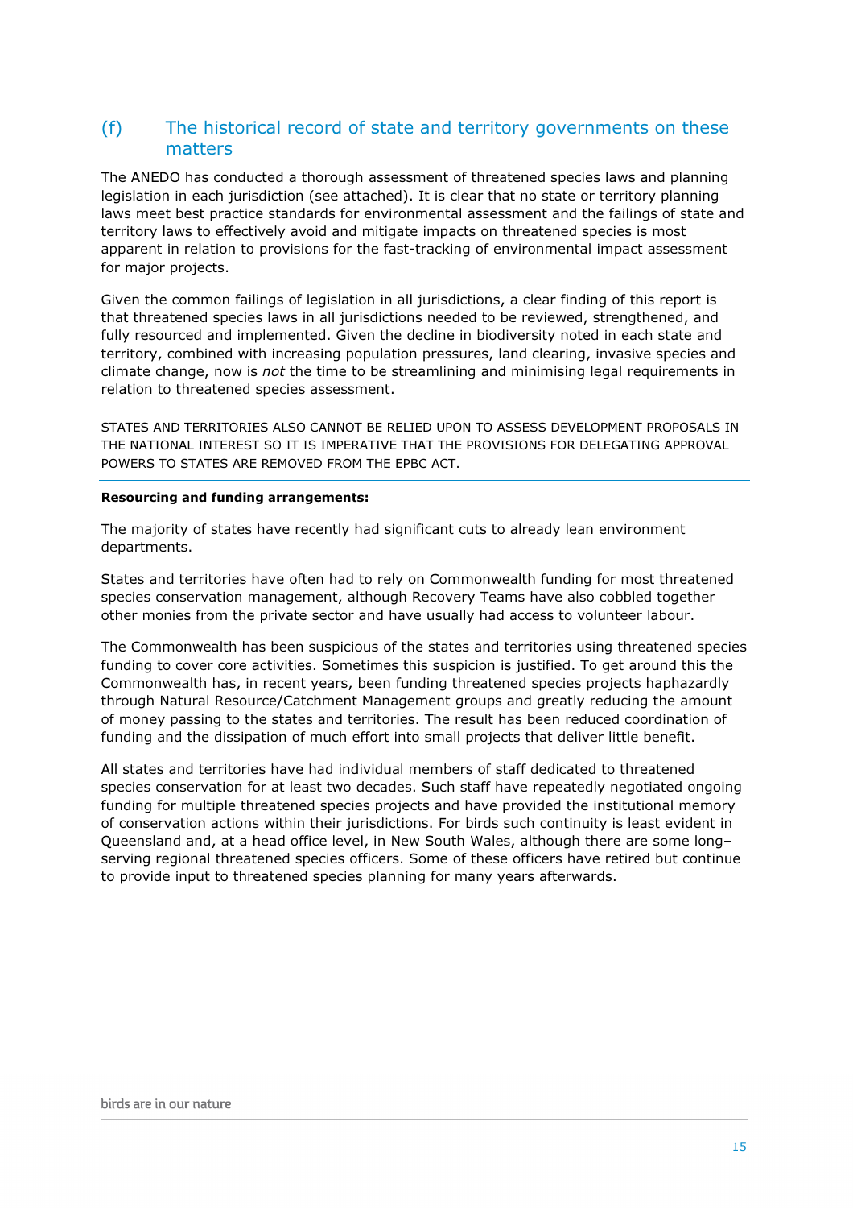## (f) The historical record of state and territory governments on these matters

The ANEDO has conducted a thorough assessment of threatened species laws and planning legislation in each jurisdiction (see attached). It is clear that no state or territory planning laws meet best practice standards for environmental assessment and the failings of state and territory laws to effectively avoid and mitigate impacts on threatened species is most apparent in relation to provisions for the fast-tracking of environmental impact assessment for major projects.

Given the common failings of legislation in all jurisdictions, a clear finding of this report is that threatened species laws in all jurisdictions needed to be reviewed, strengthened, and fully resourced and implemented. Given the decline in biodiversity noted in each state and territory, combined with increasing population pressures, land clearing, invasive species and climate change, now is *not* the time to be streamlining and minimising legal requirements in relation to threatened species assessment.

---

STATES AND TERRITORIES ALSO CANNOT BE RELIED UPON TO ASSESS DEVELOPMENT PROPOSALS IN THE NATIONAL INTEREST SO IT IS IMPERATIVE THAT THE PROVISIONS FOR DELEGATING APPROVAL POWERS TO STATES ARE REMOVED FROM THE EPBC ACT.

---

**Resourcing and funding arrangements:**

The majority of states have recently had significant cuts to already lean environment departments.

States and territories have often had to rely on Commonwealth funding for most threatened species conservation management, although Recovery Teams have also cobbled together other monies from the private sector and have usually had access to volunteer labour.

The Commonwealth has been suspicious of the states and territories using threatened species funding to cover core activities. Sometimes this suspicion is justified. To get around this the Commonwealth has, in recent years, been funding threatened species projects haphazardly through Natural Resource/Catchment Management groups and greatly reducing the amount of money passing to the states and territories. The result has been reduced coordination of funding and the dissipation of much effort into small projects that deliver little benefit.

All states and territories have had individual members of staff dedicated to threatened species conservation for at least two decades. Such staff have repeatedly negotiated ongoing funding for multiple threatened species projects and have provided the institutional memory of conservation actions within their jurisdictions. For birds such continuity is least evident in Queensland and, at a head office level, in New South Wales, although there are some long–serving regional threatened species officers. Some of these officers have retired but continue to provide input to threatened species planning for many years afterwards.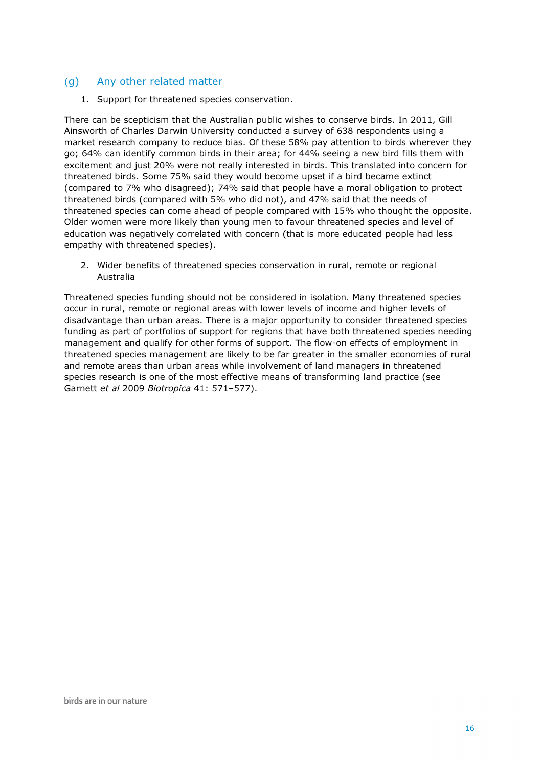## (g) Any other related matter

1. Support for threatened species conservation.

There can be scepticism that the Australian public wishes to conserve birds. In 2011, Gill Ainsworth of Charles Darwin University conducted a survey of 638 respondents using a market research company to reduce bias. Of these 58% pay attention to birds wherever they go; 64% can identify common birds in their area; for 44% seeing a new bird fills them with excitement and just 20% were not really interested in birds. This translated into concern for threatened birds. Some 75% said they would become upset if a bird became extinct (compared to 7% who disagreed); 74% said that people have a moral obligation to protect threatened birds (compared with 5% who did not), and 47% said that the needs of threatened species can come ahead of people compared with 15% who thought the opposite. Older women were more likely than young men to favour threatened species and level of education was negatively correlated with concern (that is more educated people had less empathy with threatened species).

2. Wider benefits of threatened species conservation in rural, remote or regional Australia

Threatened species funding should not be considered in isolation. Many threatened species occur in rural, remote or regional areas with lower levels of income and higher levels of disadvantage than urban areas. There is a major opportunity to consider threatened species funding as part of portfolios of support for regions that have both threatened species needing management and qualify for other forms of support. The flow-on effects of employment in threatened species management are likely to be far greater in the smaller economies of rural and remote areas than urban areas while involvement of land managers in threatened species research is one of the most effective means of transforming land practice (see Garnett *et al* 2009 *Biotropica* 41: 571–577).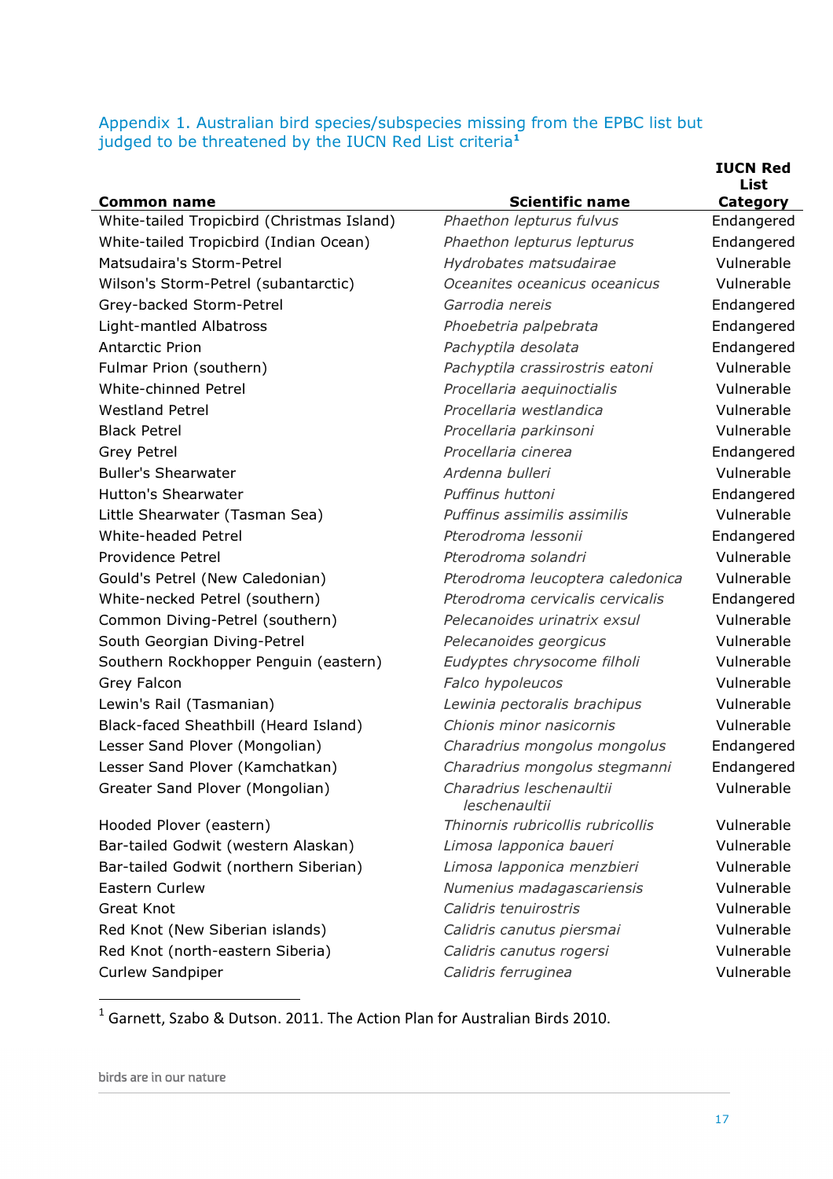## Appendix 1. Australian bird species/subspecies missing from the EPBC list but judged to be threatened by the IUCN Red List criteria[1]

| Common name | Scientific name | IUCN Red List Category |
|---|---|---|
| White-tailed Tropicbird (Christmas Island) | *Phaethon lepturus fulvus* | Endangered |
| White-tailed Tropicbird (Indian Ocean) | *Phaethon lepturus lepturus* | Endangered |
| Matsudaira's Storm-Petrel | *Hydrobates matsudairae* | Vulnerable |
| Wilson's Storm-Petrel (subantarctic) | *Oceanites oceanicus oceanicus* | Vulnerable |
| Grey-backed Storm-Petrel | *Garrodia nereis* | Endangered |
| Light-mantled Albatross | *Phoebetria palpebrata* | Endangered |
| Antarctic Prion | *Pachyptila desolata* | Endangered |
| Fulmar Prion (southern) | *Pachyptila crassirostris eatoni* | Vulnerable |
| White-chinned Petrel | *Procellaria aequinoctialis* | Vulnerable |
| Westland Petrel | *Procellaria westlandica* | Vulnerable |
| Black Petrel | *Procellaria parkinsoni* | Vulnerable |
| Grey Petrel | *Procellaria cinerea* | Endangered |
| Buller's Shearwater | *Ardenna bulleri* | Vulnerable |
| Hutton's Shearwater | *Puffinus huttoni* | Endangered |
| Little Shearwater (Tasman Sea) | *Puffinus assimilis assimilis* | Vulnerable |
| White-headed Petrel | *Pterodroma lessonii* | Endangered |
| Providence Petrel | *Pterodroma solandri* | Vulnerable |
| Gould's Petrel (New Caledonian) | *Pterodroma leucoptera caledonica* | Vulnerable |
| White-necked Petrel (southern) | *Pterodroma cervicalis cervicalis* | Endangered |
| Common Diving-Petrel (southern) | *Pelecanoides urinatrix exsul* | Vulnerable |
| South Georgian Diving-Petrel | *Pelecanoides georgicus* | Vulnerable |
| Southern Rockhopper Penguin (eastern) | *Eudyptes chrysocome filholi* | Vulnerable |
| Grey Falcon | *Falco hypoleucos* | Vulnerable |
| Lewin's Rail (Tasmanian) | *Lewinia pectoralis brachipus* | Vulnerable |
| Black-faced Sheathbill (Heard Island) | *Chionis minor nasicornis* | Vulnerable |
| Lesser Sand Plover (Mongolian) | *Charadrius mongolus mongolus* | Endangered |
| Lesser Sand Plover (Kamchatkan) | *Charadrius mongolus stegmanni* | Endangered |
| Greater Sand Plover (Mongolian) | *Charadrius leschenaultii leschenaultii* | Vulnerable |
| Hooded Plover (eastern) | *Thinornis rubricollis rubricollis* | Vulnerable |
| Bar-tailed Godwit (western Alaskan) | *Limosa lapponica baueri* | Vulnerable |
| Bar-tailed Godwit (northern Siberian) | *Limosa lapponica menzbieri* | Vulnerable |
| Eastern Curlew | *Numenius madagascariensis* | Vulnerable |
| Great Knot | *Calidris tenuirostris* | Vulnerable |
| Red Knot (New Siberian islands) | *Calidris canutus piersmai* | Vulnerable |
| Red Knot (north-eastern Siberia) | *Calidris canutus rogersi* | Vulnerable |
| Curlew Sandpiper | *Calidris ferruginea* | Vulnerable |

[1] Garnett, Szabo & Dutson. 2011. The Action Plan for Australian Birds 2010.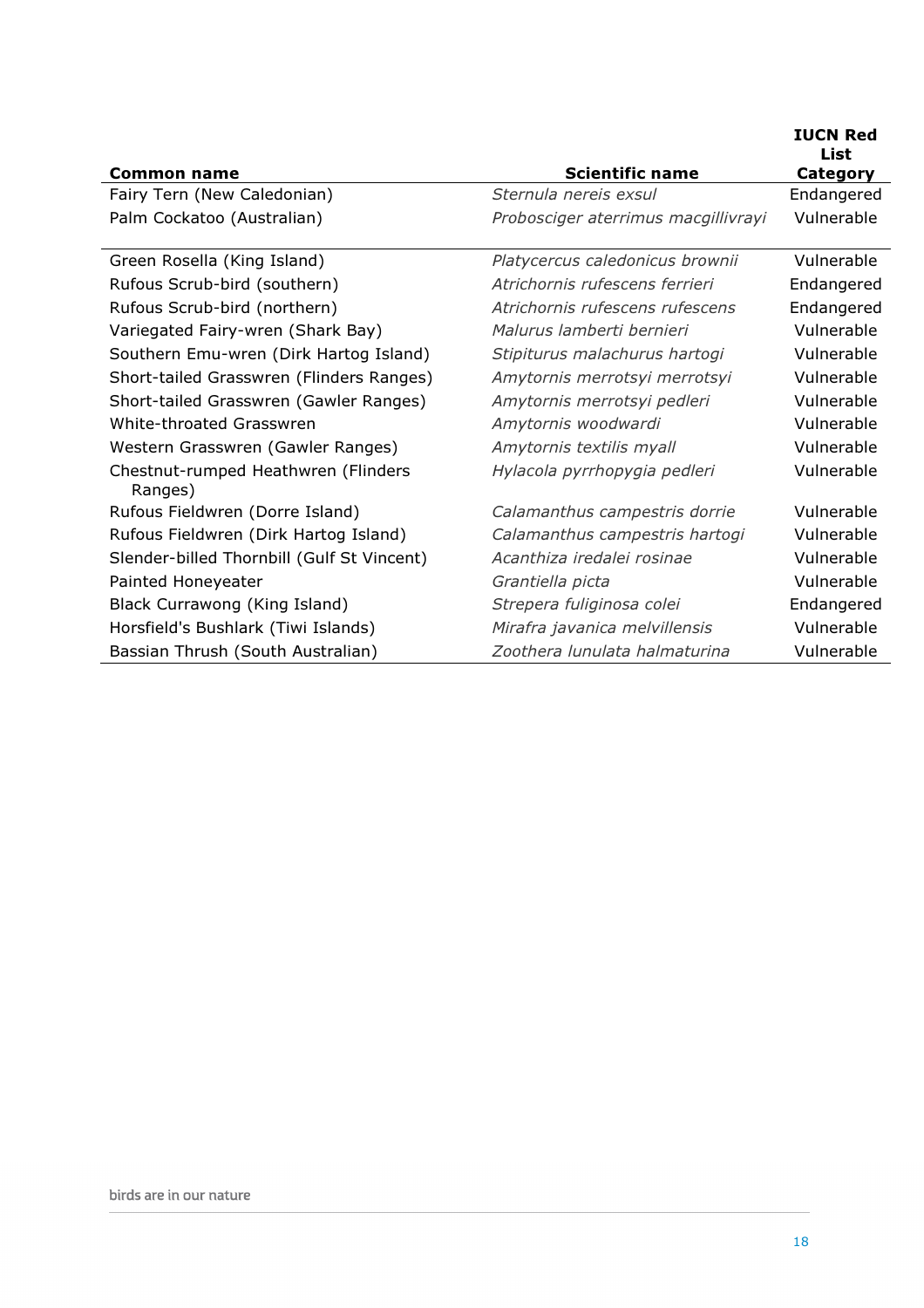| Common name | Scientific name | IUCN Red List Category |
|---|---|---|
| Fairy Tern (New Caledonian) | *Sternula nereis exsul* | Endangered |
| Palm Cockatoo (Australian) | *Probosciger aterrimus macgillivrayi* | Vulnerable |
| Green Rosella (King Island) | *Platycercus caledonicus brownii* | Vulnerable |
| Rufous Scrub-bird (southern) | *Atrichornis rufescens ferrieri* | Endangered |
| Rufous Scrub-bird (northern) | *Atrichornis rufescens rufescens* | Endangered |
| Variegated Fairy-wren (Shark Bay) | *Malurus lamberti bernieri* | Vulnerable |
| Southern Emu-wren (Dirk Hartog Island) | *Stipiturus malachurus hartogi* | Vulnerable |
| Short-tailed Grasswren (Flinders Ranges) | *Amytornis merrotsyi merrotsyi* | Vulnerable |
| Short-tailed Grasswren (Gawler Ranges) | *Amytornis merrotsyi pedleri* | Vulnerable |
| White-throated Grasswren | *Amytornis woodwardi* | Vulnerable |
| Western Grasswren (Gawler Ranges) | *Amytornis textilis myall* | Vulnerable |
| Chestnut-rumped Heathwren (Flinders Ranges) | *Hylacola pyrrhopygia pedleri* | Vulnerable |
| Rufous Fieldwren (Dorre Island) | *Calamanthus campestris dorrie* | Vulnerable |
| Rufous Fieldwren (Dirk Hartog Island) | *Calamanthus campestris hartogi* | Vulnerable |
| Slender-billed Thornbill (Gulf St Vincent) | *Acanthiza iredalei rosinae* | Vulnerable |
| Painted Honeyeater | *Grantiella picta* | Vulnerable |
| Black Currawong (King Island) | *Strepera fuliginosa colei* | Endangered |
| Horsfield's Bushlark (Tiwi Islands) | *Mirafra javanica melvillensis* | Vulnerable |
| Bassian Thrush (South Australian) | *Zoothera lunulata halmaturina* | Vulnerable |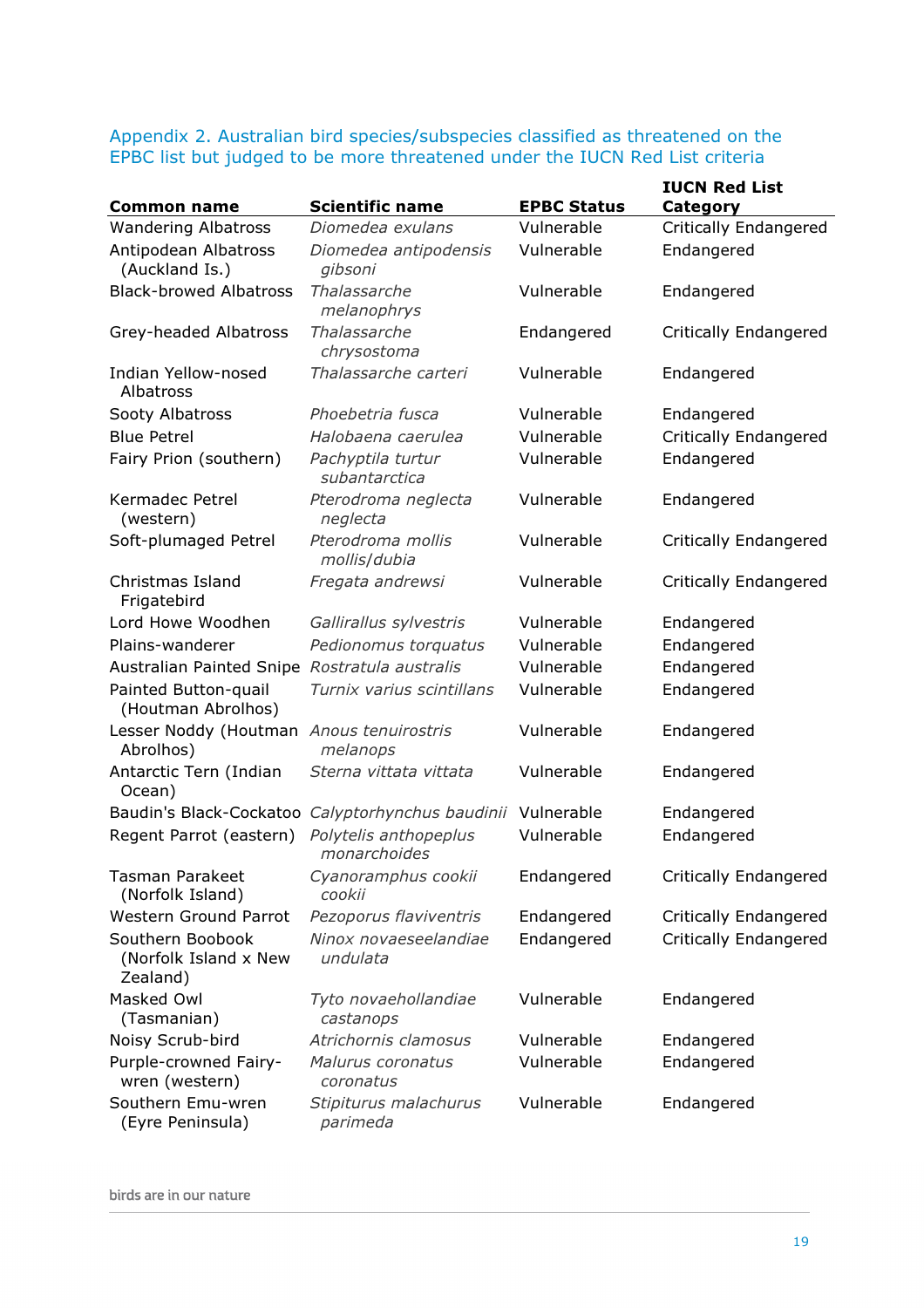## Appendix 2. Australian bird species/subspecies classified as threatened on the EPBC list but judged to be more threatened under the IUCN Red List criteria

| Common name | Scientific name | EPBC Status | IUCN Red List Category |
|---|---|---|---|
| Wandering Albatross | *Diomedea exulans* | Vulnerable | Critically Endangered |
| Antipodean Albatross (Auckland Is.) | *Diomedea antipodensis gibsoni* | Vulnerable | Endangered |
| Black-browed Albatross | *Thalassarche melanophrys* | Vulnerable | Endangered |
| Grey-headed Albatross | *Thalassarche chrysostoma* | Endangered | Critically Endangered |
| Indian Yellow-nosed Albatross | *Thalassarche carteri* | Vulnerable | Endangered |
| Sooty Albatross | *Phoebetria fusca* | Vulnerable | Endangered |
| Blue Petrel | *Halobaena caerulea* | Vulnerable | Critically Endangered |
| Fairy Prion (southern) | *Pachyptila turtur subantarctica* | Vulnerable | Endangered |
| Kermadec Petrel (western) | *Pterodroma neglecta neglecta* | Vulnerable | Endangered |
| Soft-plumaged Petrel | *Pterodroma mollis mollis/dubia* | Vulnerable | Critically Endangered |
| Christmas Island Frigatebird | *Fregata andrewsi* | Vulnerable | Critically Endangered |
| Lord Howe Woodhen | *Gallirallus sylvestris* | Vulnerable | Endangered |
| Plains-wanderer | *Pedionomus torquatus* | Vulnerable | Endangered |
| Australian Painted Snipe | *Rostratula australis* | Vulnerable | Endangered |
| Painted Button-quail (Houtman Abrolhos) | *Turnix varius scintillans* | Vulnerable | Endangered |
| Lesser Noddy (Houtman Abrolhos) | *Anous tenuirostris melanops* | Vulnerable | Endangered |
| Antarctic Tern (Indian Ocean) | *Sterna vittata vittata* | Vulnerable | Endangered |
| Baudin's Black-Cockatoo | *Calyptorhynchus baudinii* | Vulnerable | Endangered |
| Regent Parrot (eastern) | *Polytelis anthopeplus monarchoides* | Vulnerable | Endangered |
| Tasman Parakeet (Norfolk Island) | *Cyanoramphus cookii cookii* | Endangered | Critically Endangered |
| Western Ground Parrot | *Pezoporus flaviventris* | Endangered | Critically Endangered |
| Southern Boobook (Norfolk Island x New Zealand) | *Ninox novaeseelandiae undulata* | Endangered | Critically Endangered |
| Masked Owl (Tasmanian) | *Tyto novaehollandiae castanops* | Vulnerable | Endangered |
| Noisy Scrub-bird | *Atrichornis clamosus* | Vulnerable | Endangered |
| Purple-crowned Fairy-wren (western) | *Malurus coronatus coronatus* | Vulnerable | Endangered |
| Southern Emu-wren (Eyre Peninsula) | *Stipiturus malachurus parimeda* | Vulnerable | Endangered |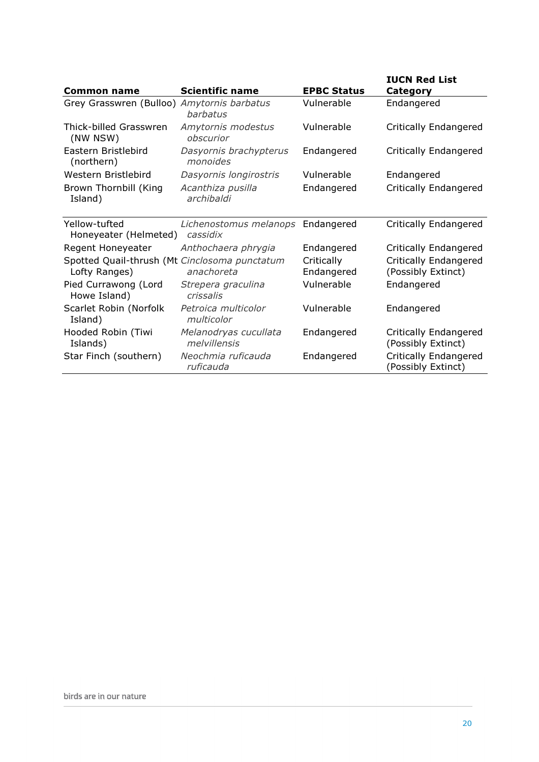| Common name | Scientific name | EPBC Status | IUCN Red List Category |
|---|---|---|---|
| Grey Grasswren (Bulloo) | *Amytornis barbatus barbatus* | Vulnerable | Endangered |
| Thick-billed Grasswren (NW NSW) | *Amytornis modestus obscurior* | Vulnerable | Critically Endangered |
| Eastern Bristlebird (northern) | *Dasyornis brachypterus monoides* | Endangered | Critically Endangered |
| Western Bristlebird | *Dasyornis longirostris* | Vulnerable | Endangered |
| Brown Thornbill (King Island) | *Acanthiza pusilla archibaldi* | Endangered | Critically Endangered |
| Yellow-tufted Honeyeater (Helmeted) | *Lichenostomus melanops cassidix* | Endangered | Critically Endangered |
| Regent Honeyeater | *Anthochaera phrygia* | Endangered | Critically Endangered |
| Spotted Quail-thrush (Mt Lofty Ranges) | *Cinclosoma punctatum anachoreta* | Critically Endangered | Critically Endangered (Possibly Extinct) |
| Pied Currawong (Lord Howe Island) | *Strepera graculina crissalis* | Vulnerable | Endangered |
| Scarlet Robin (Norfolk Island) | *Petroica multicolor multicolor* | Vulnerable | Endangered |
| Hooded Robin (Tiwi Islands) | *Melanodryas cucullata melvillensis* | Endangered | Critically Endangered (Possibly Extinct) |
| Star Finch (southern) | *Neochmia ruficauda ruficauda* | Endangered | Critically Endangered (Possibly Extinct) |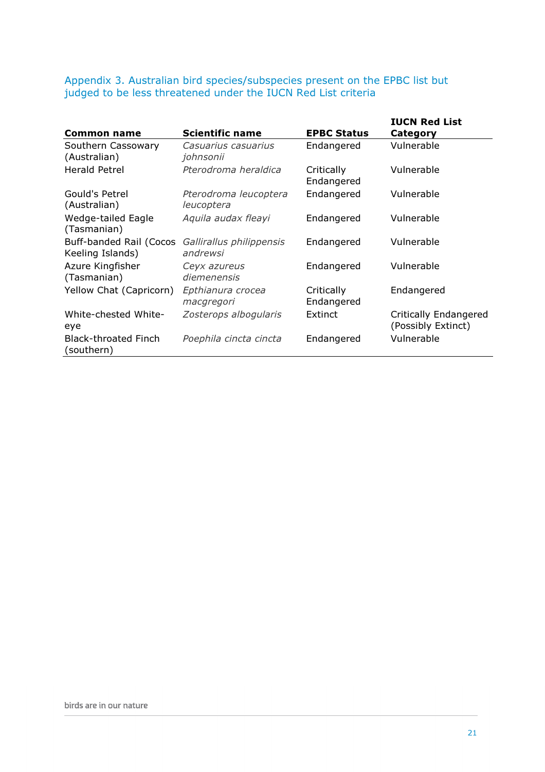## Appendix 3. Australian bird species/subspecies present on the EPBC list but judged to be less threatened under the IUCN Red List criteria

| Common name | Scientific name | EPBC Status | IUCN Red List Category |
|---|---|---|---|
| Southern Cassowary (Australian) | *Casuarius casuarius johnsonii* | Endangered | Vulnerable |
| Herald Petrel | *Pterodroma heraldica* | Critically Endangered | Vulnerable |
| Gould's Petrel (Australian) | *Pterodroma leucoptera leucoptera* | Endangered | Vulnerable |
| Wedge-tailed Eagle (Tasmanian) | *Aquila audax fleayi* | Endangered | Vulnerable |
| Buff-banded Rail (Cocos Keeling Islands) | *Gallirallus philippensis andrewsi* | Endangered | Vulnerable |
| Azure Kingfisher (Tasmanian) | *Ceyx azureus diemenensis* | Endangered | Vulnerable |
| Yellow Chat (Capricorn) | *Epthianura crocea macgregori* | Critically Endangered | Endangered |
| White-chested White-eye | *Zosterops albogularis* | Extinct | Critically Endangered (Possibly Extinct) |
| Black-throated Finch (southern) | *Poephila cincta cincta* | Endangered | Vulnerable |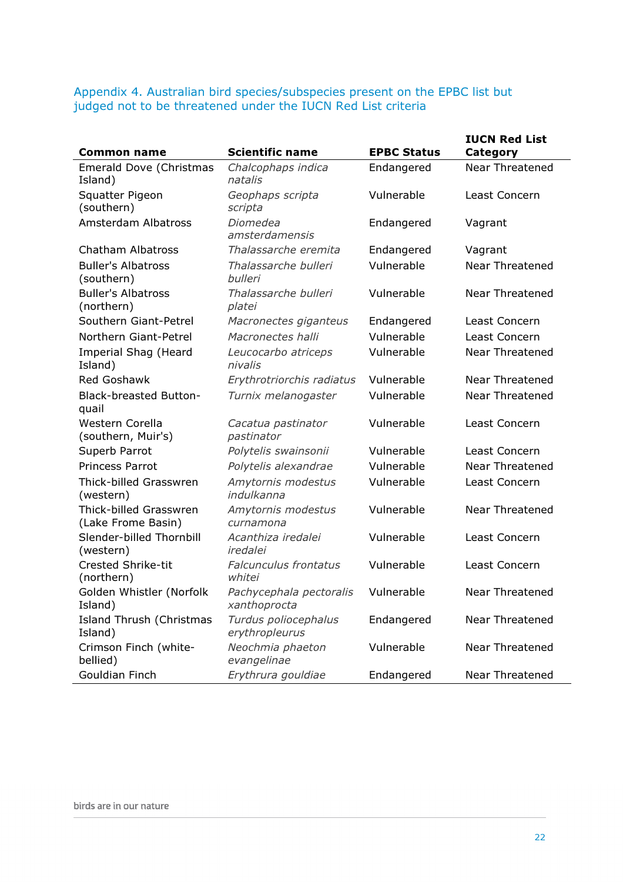## Appendix 4. Australian bird species/subspecies present on the EPBC list but judged not to be threatened under the IUCN Red List criteria

| Common name | Scientific name | EPBC Status | IUCN Red List Category |
|---|---|---|---|
| Emerald Dove (Christmas Island) | *Chalcophaps indica natalis* | Endangered | Near Threatened |
| Squatter Pigeon (southern) | *Geophaps scripta scripta* | Vulnerable | Least Concern |
| Amsterdam Albatross | *Diomedea amsterdamensis* | Endangered | Vagrant |
| Chatham Albatross | *Thalassarche eremita* | Endangered | Vagrant |
| Buller's Albatross (southern) | *Thalassarche bulleri bulleri* | Vulnerable | Near Threatened |
| Buller's Albatross (northern) | *Thalassarche bulleri platei* | Vulnerable | Near Threatened |
| Southern Giant-Petrel | *Macronectes giganteus* | Endangered | Least Concern |
| Northern Giant-Petrel | *Macronectes halli* | Vulnerable | Least Concern |
| Imperial Shag (Heard Island) | *Leucocarbo atriceps nivalis* | Vulnerable | Near Threatened |
| Red Goshawk | *Erythrotriorchis radiatus* | Vulnerable | Near Threatened |
| Black-breasted Button-quail | *Turnix melanogaster* | Vulnerable | Near Threatened |
| Western Corella (southern, Muir's) | *Cacatua pastinator pastinator* | Vulnerable | Least Concern |
| Superb Parrot | *Polytelis swainsonii* | Vulnerable | Least Concern |
| Princess Parrot | *Polytelis alexandrae* | Vulnerable | Near Threatened |
| Thick-billed Grasswren (western) | *Amytornis modestus indulkanna* | Vulnerable | Least Concern |
| Thick-billed Grasswren (Lake Frome Basin) | *Amytornis modestus curnamona* | Vulnerable | Near Threatened |
| Slender-billed Thornbill (western) | *Acanthiza iredalei iredalei* | Vulnerable | Least Concern |
| Crested Shrike-tit (northern) | *Falcunculus frontatus whitei* | Vulnerable | Least Concern |
| Golden Whistler (Norfolk Island) | *Pachycephala pectoralis xanthoprocta* | Vulnerable | Near Threatened |
| Island Thrush (Christmas Island) | *Turdus poliocephalus erythropleurus* | Endangered | Near Threatened |
| Crimson Finch (white-bellied) | *Neochmia phaeton evangelinae* | Vulnerable | Near Threatened |
| Gouldian Finch | *Erythrura gouldiae* | Endangered | Near Threatened |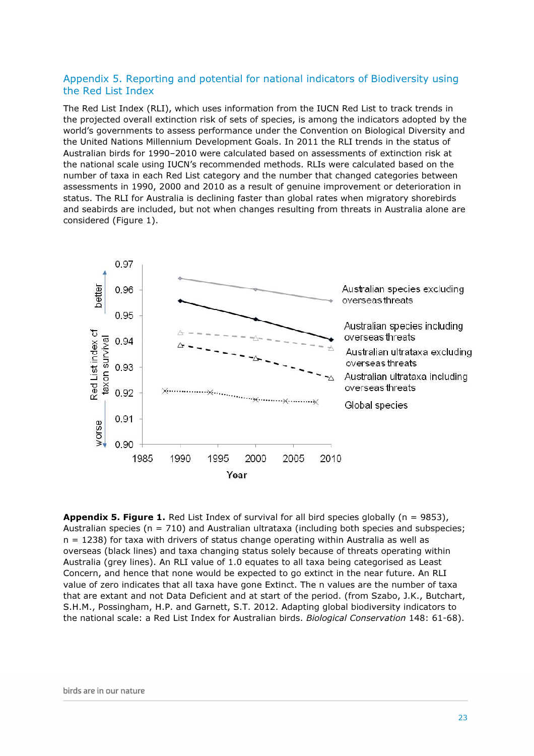## Appendix 5. Reporting and potential for national indicators of Biodiversity using the Red List Index

The Red List Index (RLI), which uses information from the IUCN Red List to track trends in the projected overall extinction risk of sets of species, is among the indicators adopted by the world's governments to assess performance under the Convention on Biological Diversity and the United Nations Millennium Development Goals. In 2011 the RLI trends in the status of Australian birds for 1990–2010 were calculated based on assessments of extinction risk at the national scale using IUCN's recommended methods. RLIs were calculated based on the number of taxa in each Red List category and the number that changed categories between assessments in 1990, 2000 and 2010 as a result of genuine improvement or deterioration in status. The RLI for Australia is declining faster than global rates when migratory shorebirds and seabirds are included, but not when changes resulting from threats in Australia alone are considered (Figure 1).

better

worse

Red List index of taxon survival

0.97
0.96
0.95
0.94
0.93
0.92
0.91
0.90

1985 1990 1995 2000 2005 2010

Year

Australian species excluding overseas threats

Australian species including overseas threats

Australian ultrataxa excluding overseas threats

Australian ultrataxa including overseas threats

Global species

**Appendix 5. Figure 1.** Red List Index of survival for all bird species globally (n = 9853), Australian species (n = 710) and Australian ultrataxa (including both species and subspecies; n = 1238) for taxa with drivers of status change operating within Australia as well as overseas (black lines) and taxa changing status solely because of threats operating within Australia (grey lines). An RLI value of 1.0 equates to all taxa being categorised as Least Concern, and hence that none would be expected to go extinct in the near future. An RLI value of zero indicates that all taxa have gone Extinct. The n values are the number of taxa that are extant and not Data Deficient and at start of the period. (from Szabo, J.K., Butchart, S.H.M., Possingham, H.P. and Garnett, S.T. 2012. Adapting global biodiversity indicators to the national scale: a Red List Index for Australian birds. *Biological Conservation* 148: 61-68).